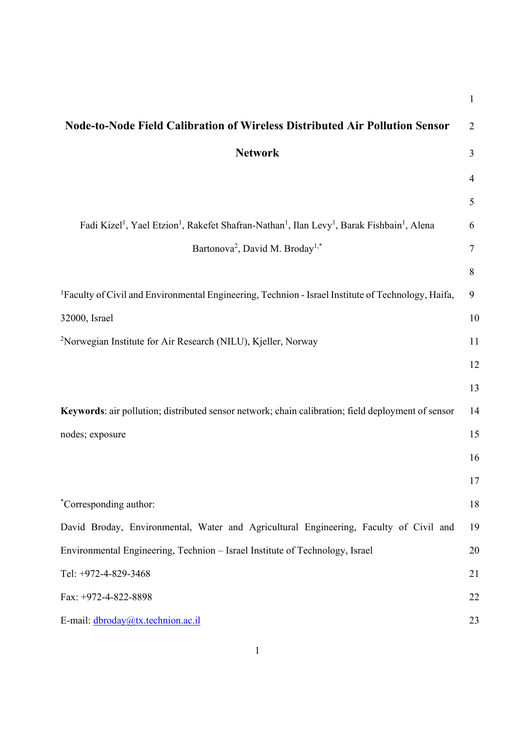# Node-to-Node Field Calibration of Wireless Distributed Air Pollution Sensor Network

Fadi Kizel[1], Yael Etzion[1], Rakefet Shafran-Nathan[1], Ilan Levy[1], Barak Fishbain[1], Alena Bartonova[2], David M. Broday[1,*]

[1]Faculty of Civil and Environmental Engineering, Technion - Israel Institute of Technology, Haifa, 32000, Israel

[2]Norwegian Institute for Air Research (NILU), Kjeller, Norway

**Keywords**: air pollution; distributed sensor network; chain calibration; field deployment of sensor nodes; exposure

[*]Corresponding author:

David Broday, Environmental, Water and Agricultural Engineering, Faculty of Civil and Environmental Engineering, Technion – Israel Institute of Technology, Israel

Tel: +972-4-829-3468

Fax: +972-4-822-8898

E-mail: dbroday@tx.technion.ac.il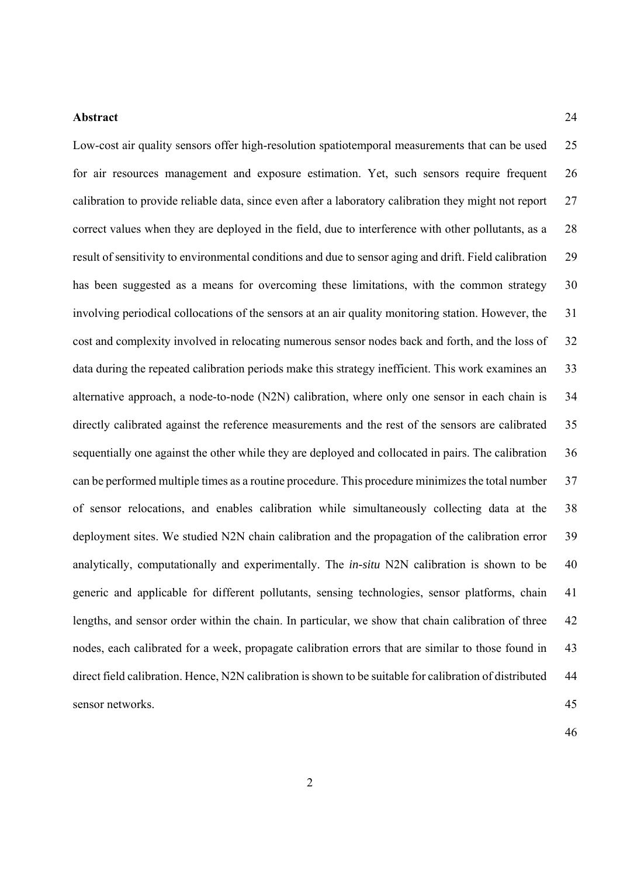## Abstract

Low-cost air quality sensors offer high-resolution spatiotemporal measurements that can be used for air resources management and exposure estimation. Yet, such sensors require frequent calibration to provide reliable data, since even after a laboratory calibration they might not report correct values when they are deployed in the field, due to interference with other pollutants, as a result of sensitivity to environmental conditions and due to sensor aging and drift. Field calibration has been suggested as a means for overcoming these limitations, with the common strategy involving periodical collocations of the sensors at an air quality monitoring station. However, the cost and complexity involved in relocating numerous sensor nodes back and forth, and the loss of data during the repeated calibration periods make this strategy inefficient. This work examines an alternative approach, a node-to-node (N2N) calibration, where only one sensor in each chain is directly calibrated against the reference measurements and the rest of the sensors are calibrated sequentially one against the other while they are deployed and collocated in pairs. The calibration can be performed multiple times as a routine procedure. This procedure minimizes the total number of sensor relocations, and enables calibration while simultaneously collecting data at the deployment sites. We studied N2N chain calibration and the propagation of the calibration error analytically, computationally and experimentally. The *in-situ* N2N calibration is shown to be generic and applicable for different pollutants, sensing technologies, sensor platforms, chain lengths, and sensor order within the chain. In particular, we show that chain calibration of three nodes, each calibrated for a week, propagate calibration errors that are similar to those found in direct field calibration. Hence, N2N calibration is shown to be suitable for calibration of distributed sensor networks.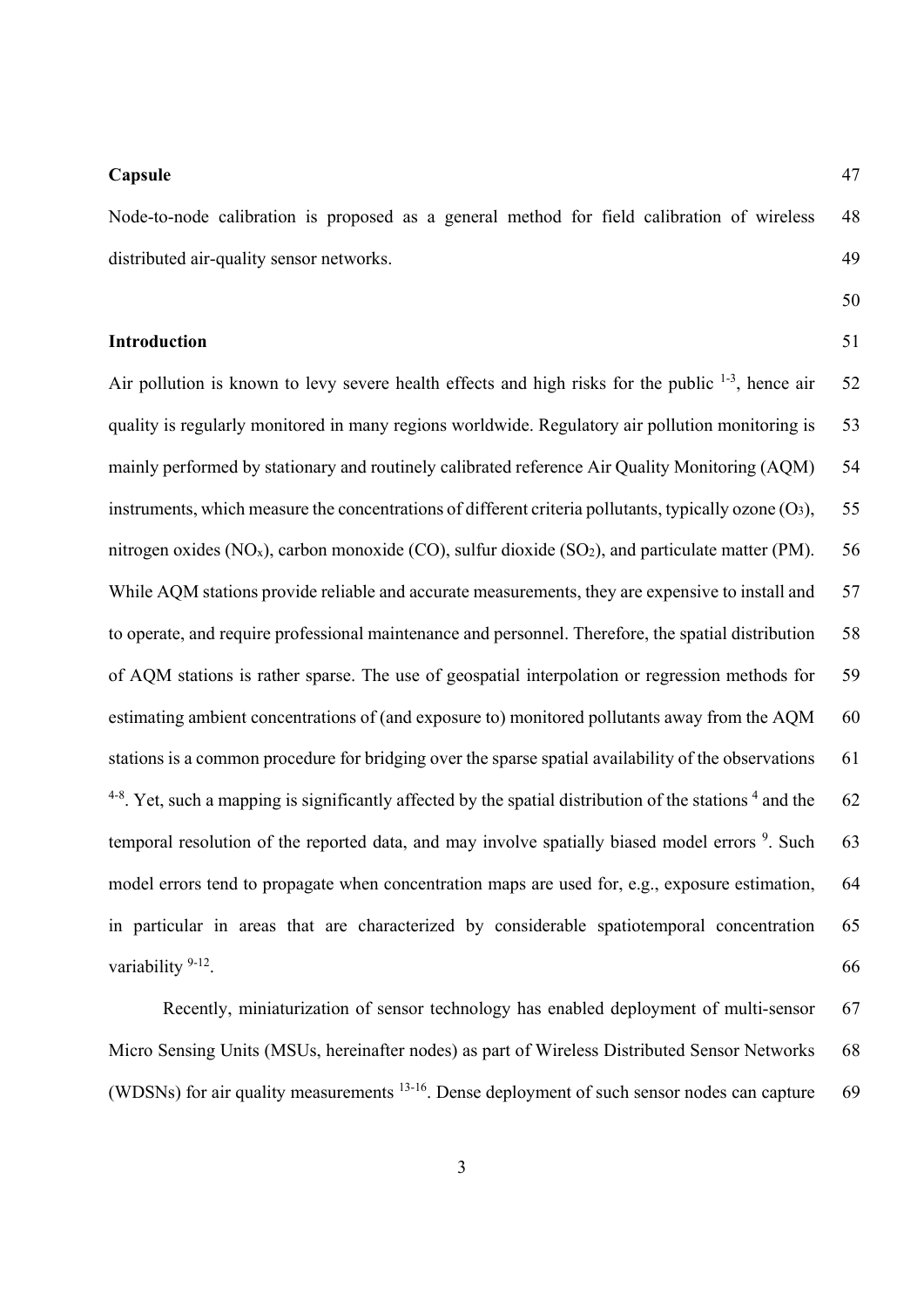**Capsule**

Node-to-node calibration is proposed as a general method for field calibration of wireless distributed air-quality sensor networks.

**Introduction**

Air pollution is known to levy severe health effects and high risks for the public [1-3], hence air quality is regularly monitored in many regions worldwide. Regulatory air pollution monitoring is mainly performed by stationary and routinely calibrated reference Air Quality Monitoring (AQM) instruments, which measure the concentrations of different criteria pollutants, typically ozone ($O_3$), nitrogen oxides ($NO_x$), carbon monoxide (CO), sulfur dioxide ($SO_2$), and particulate matter (PM). While AQM stations provide reliable and accurate measurements, they are expensive to install and to operate, and require professional maintenance and personnel. Therefore, the spatial distribution of AQM stations is rather sparse. The use of geospatial interpolation or regression methods for estimating ambient concentrations of (and exposure to) monitored pollutants away from the AQM stations is a common procedure for bridging over the sparse spatial availability of the observations [4-8]. Yet, such a mapping is significantly affected by the spatial distribution of the stations [4] and the temporal resolution of the reported data, and may involve spatially biased model errors [9]. Such model errors tend to propagate when concentration maps are used for, e.g., exposure estimation, in particular in areas that are characterized by considerable spatiotemporal concentration variability [9-12].

Recently, miniaturization of sensor technology has enabled deployment of multi-sensor Micro Sensing Units (MSUs, hereinafter nodes) as part of Wireless Distributed Sensor Networks (WDSNs) for air quality measurements [13-16]. Dense deployment of such sensor nodes can capture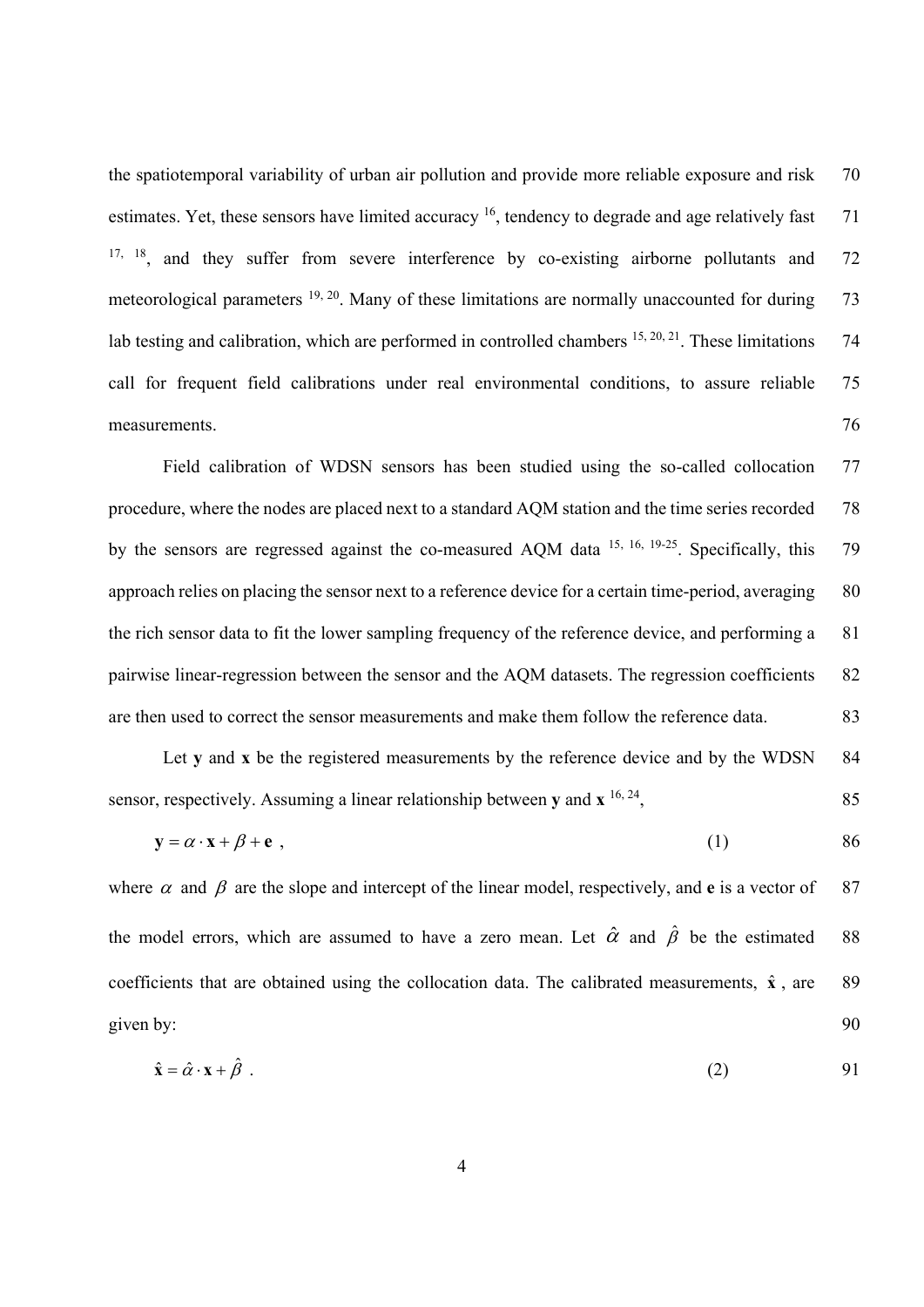the spatiotemporal variability of urban air pollution and provide more reliable exposure and risk estimates. Yet, these sensors have limited accuracy [16], tendency to degrade and age relatively fast [17, 18], and they suffer from severe interference by co-existing airborne pollutants and meteorological parameters [19, 20]. Many of these limitations are normally unaccounted for during lab testing and calibration, which are performed in controlled chambers [15, 20, 21]. These limitations call for frequent field calibrations under real environmental conditions, to assure reliable measurements.

Field calibration of WDSN sensors has been studied using the so-called collocation procedure, where the nodes are placed next to a standard AQM station and the time series recorded by the sensors are regressed against the co-measured AQM data [15, 16, 19-25]. Specifically, this approach relies on placing the sensor next to a reference device for a certain time-period, averaging the rich sensor data to fit the lower sampling frequency of the reference device, and performing a pairwise linear-regression between the sensor and the AQM datasets. The regression coefficients are then used to correct the sensor measurements and make them follow the reference data.

Let **y** and **x** be the registered measurements by the reference device and by the WDSN sensor, respectively. Assuming a linear relationship between **y** and **x** [16, 24],

$$\mathbf{y} = \alpha \cdot \mathbf{x} + \beta + \mathbf{e} \ , \qquad (1)$$

where $\alpha$ and $\beta$ are the slope and intercept of the linear model, respectively, and **e** is a vector of the model errors, which are assumed to have a zero mean. Let $\hat{\alpha}$ and $\hat{\beta}$ be the estimated coefficients that are obtained using the collocation data. The calibrated measurements, $\hat{\mathbf{x}}$, are given by:

$$\hat{\mathbf{x}} = \hat{\alpha} \cdot \mathbf{x} + \hat{\beta} \ . \qquad (2)$$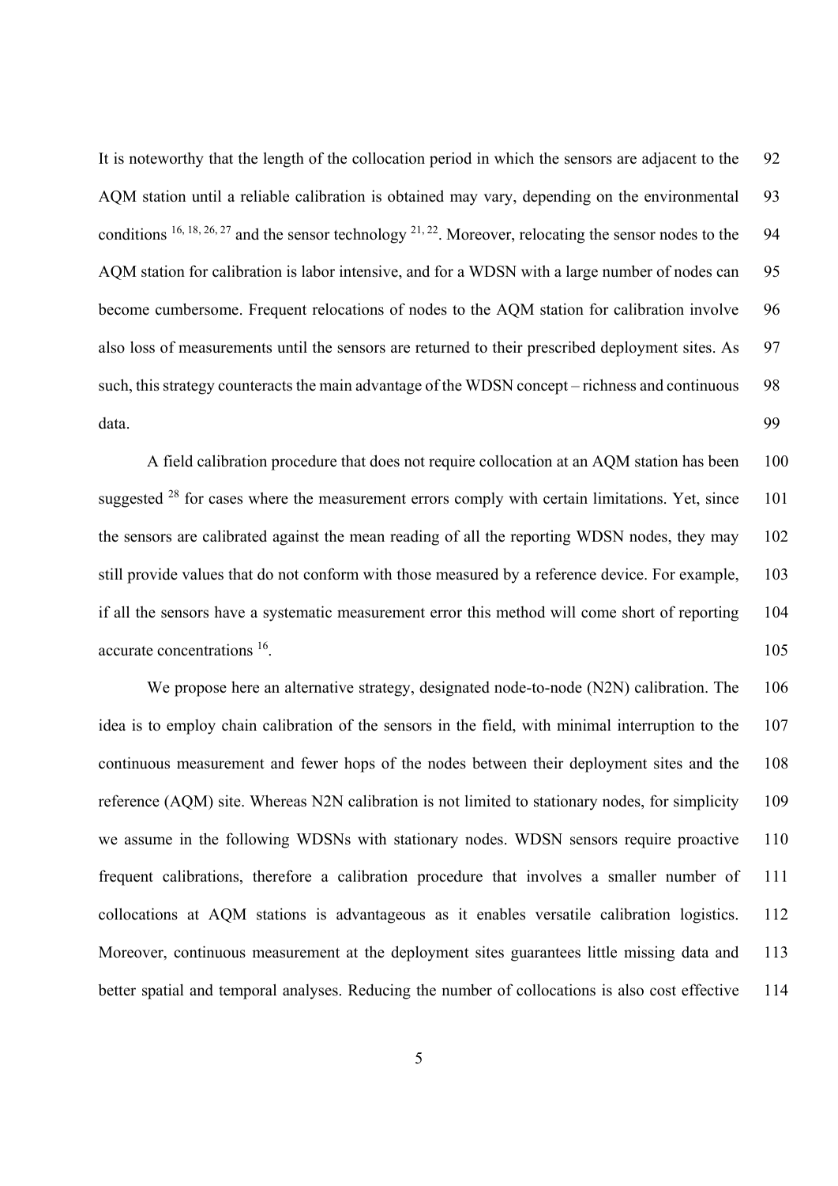It is noteworthy that the length of the collocation period in which the sensors are adjacent to the AQM station until a reliable calibration is obtained may vary, depending on the environmental conditions [16, 18, 26, 27] and the sensor technology [21, 22]. Moreover, relocating the sensor nodes to the AQM station for calibration is labor intensive, and for a WDSN with a large number of nodes can become cumbersome. Frequent relocations of nodes to the AQM station for calibration involve also loss of measurements until the sensors are returned to their prescribed deployment sites. As such, this strategy counteracts the main advantage of the WDSN concept – richness and continuous data.

A field calibration procedure that does not require collocation at an AQM station has been suggested [28] for cases where the measurement errors comply with certain limitations. Yet, since the sensors are calibrated against the mean reading of all the reporting WDSN nodes, they may still provide values that do not conform with those measured by a reference device. For example, if all the sensors have a systematic measurement error this method will come short of reporting accurate concentrations [16].

We propose here an alternative strategy, designated node-to-node (N2N) calibration. The idea is to employ chain calibration of the sensors in the field, with minimal interruption to the continuous measurement and fewer hops of the nodes between their deployment sites and the reference (AQM) site. Whereas N2N calibration is not limited to stationary nodes, for simplicity we assume in the following WDSNs with stationary nodes. WDSN sensors require proactive frequent calibrations, therefore a calibration procedure that involves a smaller number of collocations at AQM stations is advantageous as it enables versatile calibration logistics. Moreover, continuous measurement at the deployment sites guarantees little missing data and better spatial and temporal analyses. Reducing the number of collocations is also cost effective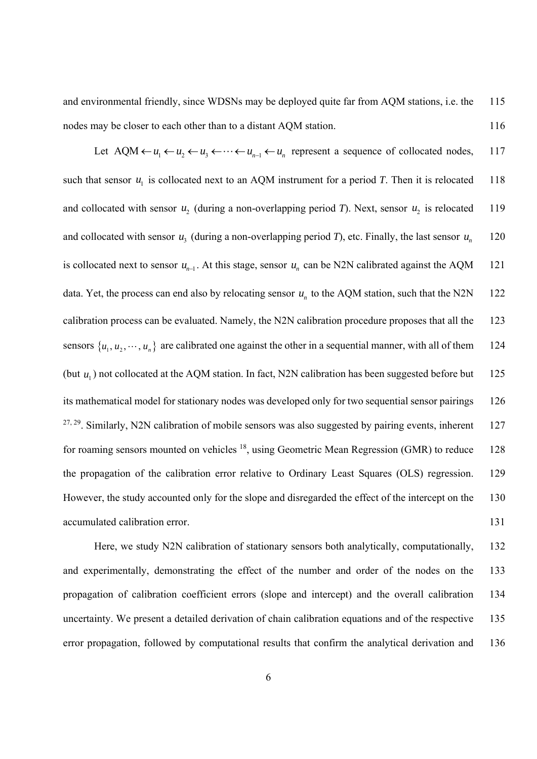and environmental friendly, since WDSNs may be deployed quite far from AQM stations, i.e. the nodes may be closer to each other than to a distant AQM station.

Let $\text{AQM} \leftarrow u_1 \leftarrow u_2 \leftarrow u_3 \leftarrow \cdots \leftarrow u_{n-1} \leftarrow u_n$ represent a sequence of collocated nodes, such that sensor $u_1$ is collocated next to an AQM instrument for a period *T*. Then it is relocated and collocated with sensor $u_2$ (during a non-overlapping period *T*). Next, sensor $u_2$ is relocated and collocated with sensor $u_3$ (during a non-overlapping period *T*), etc. Finally, the last sensor $u_n$ is collocated next to sensor $u_{n-1}$. At this stage, sensor $u_n$ can be N2N calibrated against the AQM data. Yet, the process can end also by relocating sensor $u_n$ to the AQM station, such that the N2N calibration process can be evaluated. Namely, the N2N calibration procedure proposes that all the sensors $\{u_1, u_2, \cdots, u_n\}$ are calibrated one against the other in a sequential manner, with all of them (but $u_1$) not collocated at the AQM station. In fact, N2N calibration has been suggested before but its mathematical model for stationary nodes was developed only for two sequential sensor pairings [27, 29]. Similarly, N2N calibration of mobile sensors was also suggested by pairing events, inherent for roaming sensors mounted on vehicles [18], using Geometric Mean Regression (GMR) to reduce the propagation of the calibration error relative to Ordinary Least Squares (OLS) regression. However, the study accounted only for the slope and disregarded the effect of the intercept on the accumulated calibration error.

Here, we study N2N calibration of stationary sensors both analytically, computationally, and experimentally, demonstrating the effect of the number and order of the nodes on the propagation of calibration coefficient errors (slope and intercept) and the overall calibration uncertainty. We present a detailed derivation of chain calibration equations and of the respective error propagation, followed by computational results that confirm the analytical derivation and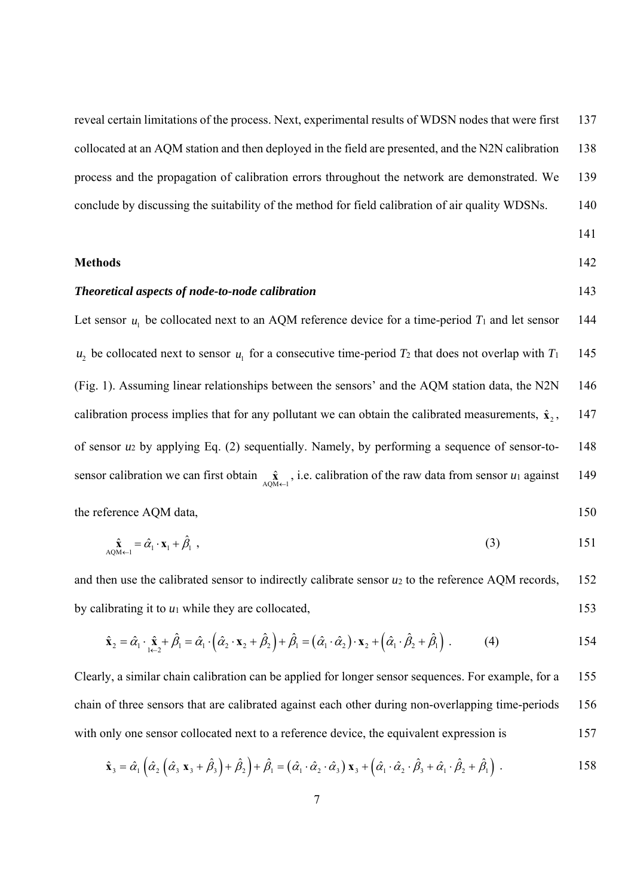reveal certain limitations of the process. Next, experimental results of WDSN nodes that were first collocated at an AQM station and then deployed in the field are presented, and the N2N calibration process and the propagation of calibration errors throughout the network are demonstrated. We conclude by discussing the suitability of the method for field calibration of air quality WDSNs.

## Methods

### *Theoretical aspects of node-to-node calibration*

Let sensor $u_1$ be collocated next to an AQM reference device for a time-period $T_1$ and let sensor $u_2$ be collocated next to sensor $u_1$ for a consecutive time-period $T_2$ that does not overlap with $T_1$ (Fig. 1). Assuming linear relationships between the sensors' and the AQM station data, the N2N calibration process implies that for any pollutant we can obtain the calibrated measurements, $\hat{\mathbf{x}}_2$, of sensor $u_2$ by applying Eq. (2) sequentially. Namely, by performing a sequence of sensor-to-sensor calibration we can first obtain $\underset{\text{AQM}\leftarrow 1}{\hat{\mathbf{x}}}$, i.e. calibration of the raw data from sensor $u_1$ against the reference AQM data,

$$\underset{\text{AQM}\leftarrow 1}{\hat{\mathbf{x}}} = \hat{\alpha}_1 \cdot \mathbf{x}_1 + \hat{\beta}_1 \ , \tag{3}$$

and then use the calibrated sensor to indirectly calibrate sensor $u_2$ to the reference AQM records, by calibrating it to $u_1$ while they are collocated,

$$\hat{\mathbf{x}}_2 = \hat{\alpha}_1 \cdot \underset{1\leftarrow 2}{\hat{\mathbf{x}}} + \hat{\beta}_1 = \hat{\alpha}_1 \cdot \left(\hat{\alpha}_2 \cdot \mathbf{x}_2 + \hat{\beta}_2\right) + \hat{\beta}_1 = \left(\hat{\alpha}_1 \cdot \hat{\alpha}_2\right) \cdot \mathbf{x}_2 + \left(\hat{\alpha}_1 \cdot \hat{\beta}_2 + \hat{\beta}_1\right) \ . \tag{4}$$

Clearly, a similar chain calibration can be applied for longer sensor sequences. For example, for a chain of three sensors that are calibrated against each other during non-overlapping time-periods with only one sensor collocated next to a reference device, the equivalent expression is

$$\hat{\mathbf{x}}_3 = \hat{\alpha}_1 \left(\hat{\alpha}_2 \left(\hat{\alpha}_3 \, \mathbf{x}_3 + \hat{\beta}_3\right) + \hat{\beta}_2\right) + \hat{\beta}_1 = \left(\hat{\alpha}_1 \cdot \hat{\alpha}_2 \cdot \hat{\alpha}_3\right) \mathbf{x}_3 + \left(\hat{\alpha}_1 \cdot \hat{\alpha}_2 \cdot \hat{\beta}_3 + \hat{\alpha}_1 \cdot \hat{\beta}_2 + \hat{\beta}_1\right) \ .$$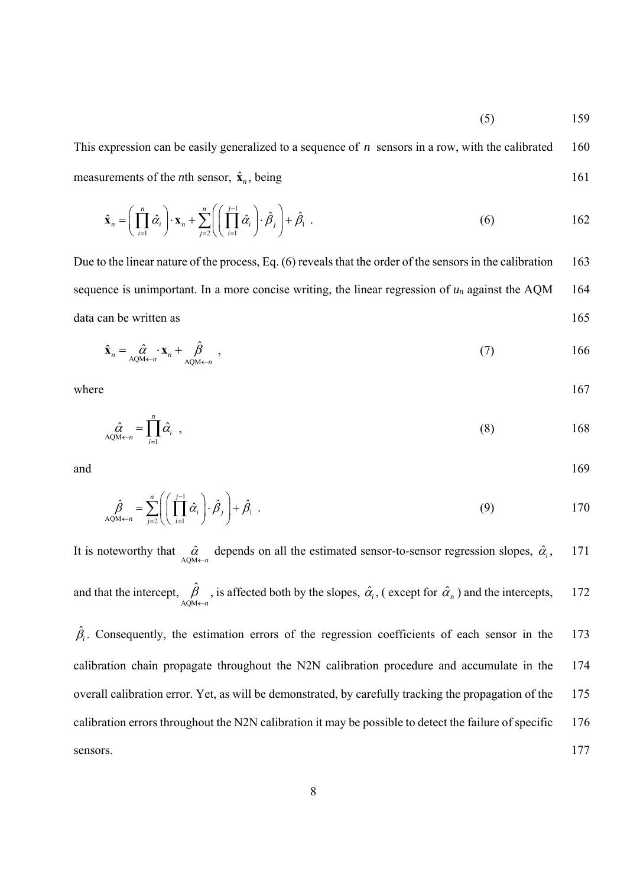$$(5)$$

This expression can be easily generalized to a sequence of $n$ sensors in a row, with the calibrated measurements of the *n*th sensor, $\hat{\mathbf{x}}_n$, being

$$\hat{\mathbf{x}}_n = \left( \prod_{i=1}^{n} \hat{\alpha}_i \right) \cdot \mathbf{x}_n + \sum_{j=2}^{n} \left( \left( \prod_{i=1}^{j-1} \hat{\alpha}_i \right) \cdot \hat{\beta}_j \right) + \hat{\beta}_1 \ . \tag{6}$$

Due to the linear nature of the process, Eq. (6) reveals that the order of the sensors in the calibration sequence is unimportant. In a more concise writing, the linear regression of $u_n$ against the AQM data can be written as

$$\hat{\mathbf{x}}_n = \underset{\mathrm{AQM} \leftarrow n}{\hat{\alpha}} \cdot \mathbf{x}_n + \underset{\mathrm{AQM} \leftarrow n}{\hat{\beta}} \ , \tag{7}$$

where

$$\underset{\mathrm{AQM} \leftarrow n}{\hat{\alpha}} = \prod_{i=1}^{n} \hat{\alpha}_i \ , \tag{8}$$

and

$$\underset{\mathrm{AQM} \leftarrow n}{\hat{\beta}} = \sum_{j=2}^{n} \left( \left( \prod_{i=1}^{j-1} \hat{\alpha}_i \right) \cdot \hat{\beta}_j \right) + \hat{\beta}_1 \ . \tag{9}$$

It is noteworthy that $\underset{\mathrm{AQM} \leftarrow n}{\hat{\alpha}}$ depends on all the estimated sensor-to-sensor regression slopes, $\hat{\alpha}_i$, and that the intercept, $\underset{\mathrm{AQM} \leftarrow n}{\hat{\beta}}$, is affected both by the slopes, $\hat{\alpha}_i$, ( except for $\hat{\alpha}_n$ ) and the intercepts, $\hat{\beta}_i$. Consequently, the estimation errors of the regression coefficients of each sensor in the calibration chain propagate throughout the N2N calibration procedure and accumulate in the overall calibration error. Yet, as will be demonstrated, by carefully tracking the propagation of the calibration errors throughout the N2N calibration it may be possible to detect the failure of specific sensors.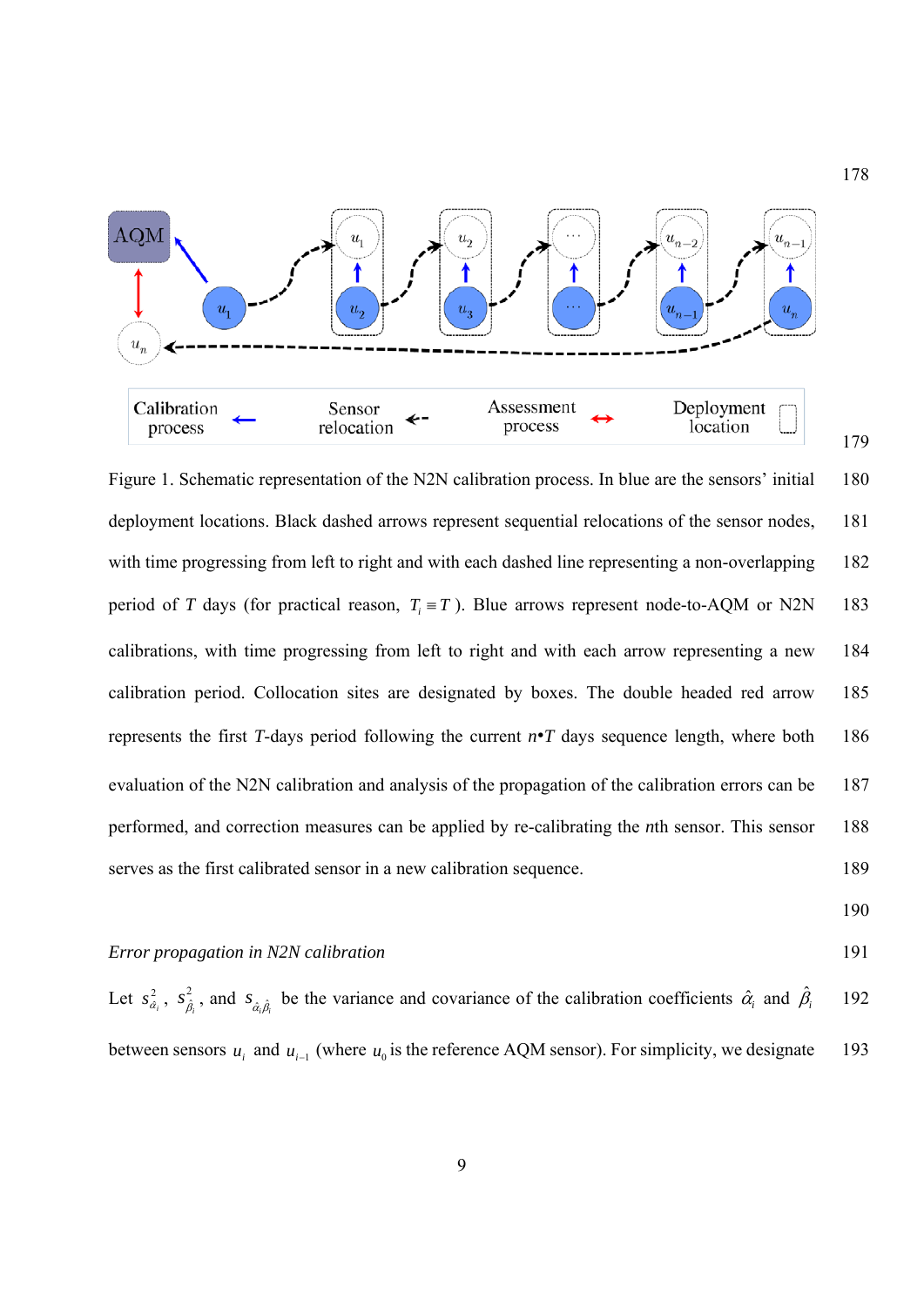Figure 1. Schematic representation of the N2N calibration process. In blue are the sensors' initial deployment locations. Black dashed arrows represent sequential relocations of the sensor nodes, with time progressing from left to right and with each dashed line representing a non-overlapping period of $T$ days (for practical reason, $T_i \equiv T$ ). Blue arrows represent node-to-AQM or N2N calibrations, with time progressing from left to right and with each arrow representing a new calibration period. Collocation sites are designated by boxes. The double headed red arrow represents the first $T$-days period following the current $n$•$T$ days sequence length, where both evaluation of the N2N calibration and analysis of the propagation of the calibration errors can be performed, and correction measures can be applied by re-calibrating the $n$th sensor. This sensor serves as the first calibrated sensor in a new calibration sequence.

*Error propagation in N2N calibration*

Let $s_{\hat{\alpha}_i}^2$, $s_{\hat{\beta}_i}^2$, and $s_{\hat{\alpha}_i\hat{\beta}_i}$ be the variance and covariance of the calibration coefficients $\hat{\alpha}_i$ and $\hat{\beta}_i$ between sensors $u_i$ and $u_{i-1}$ (where $u_0$ is the reference AQM sensor). For simplicity, we designate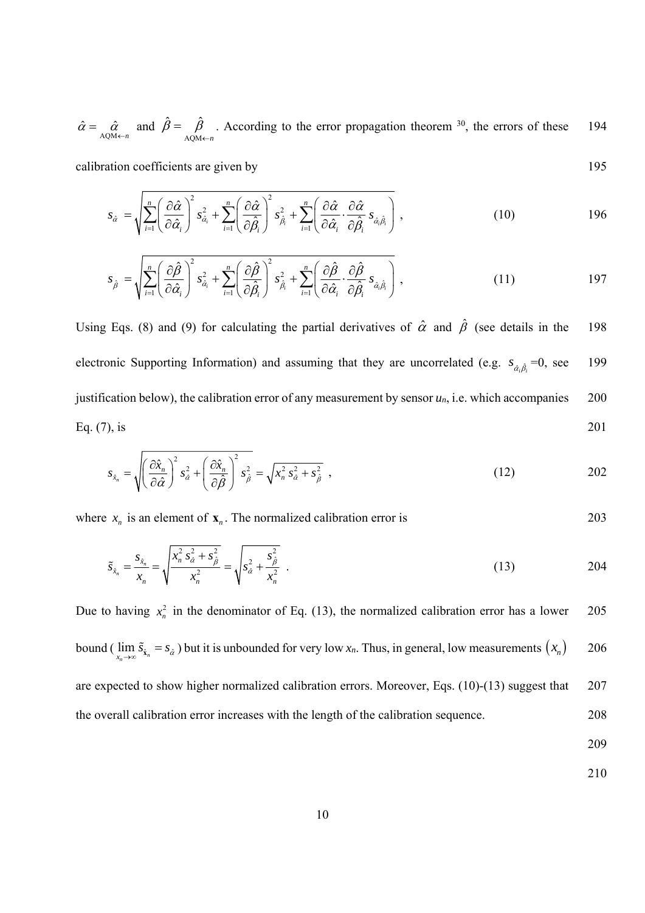$\hat{\alpha} = \underset{\text{AQM}\leftarrow n}{\hat{\alpha}}$ and $\hat{\beta} = \underset{\text{AQM}\leftarrow n}{\hat{\beta}}$. According to the error propagation theorem [30], the errors of these calibration coefficients are given by

$$s_{\hat{\alpha}} = \sqrt{\sum_{i=1}^{n}\left(\frac{\partial \hat{\alpha}}{\partial \hat{\alpha}_i}\right)^2 s_{\hat{\alpha}_i}^2 + \sum_{i=1}^{n}\left(\frac{\partial \hat{\alpha}}{\partial \hat{\beta}_i}\right)^2 s_{\hat{\beta}_i}^2 + \sum_{i=1}^{n}\left(\frac{\partial \hat{\alpha}}{\partial \hat{\alpha}_i}\cdot\frac{\partial \hat{\alpha}}{\partial \hat{\beta}_i}\, s_{\hat{\alpha}_i\hat{\beta}_i}\right)}\ , \tag{10}$$

$$s_{\hat{\beta}} = \sqrt{\sum_{i=1}^{n}\left(\frac{\partial \hat{\beta}}{\partial \hat{\alpha}_i}\right)^2 s_{\hat{\alpha}_i}^2 + \sum_{i=1}^{n}\left(\frac{\partial \hat{\beta}}{\partial \hat{\beta}_i}\right)^2 s_{\hat{\beta}_i}^2 + \sum_{i=1}^{n}\left(\frac{\partial \hat{\beta}}{\partial \hat{\alpha}_i}\cdot\frac{\partial \hat{\beta}}{\partial \hat{\beta}_i}\, s_{\hat{\alpha}_i\hat{\beta}_i}\right)}\ , \tag{11}$$

Using Eqs. (8) and (9) for calculating the partial derivatives of $\hat{\alpha}$ and $\hat{\beta}$ (see details in the electronic Supporting Information) and assuming that they are uncorrelated (e.g. $s_{\hat{\alpha}_i\hat{\beta}_i}$=0, see justification below), the calibration error of any measurement by sensor $u_n$, i.e. which accompanies Eq. (7), is

$$s_{\hat{x}_n} = \sqrt{\left(\frac{\partial \hat{x}_n}{\partial \hat{\alpha}}\right)^2 s_{\hat{\alpha}}^2 + \left(\frac{\partial \hat{x}_n}{\partial \hat{\beta}}\right)^2 s_{\hat{\beta}}^2} = \sqrt{x_n^2\, s_{\hat{\alpha}}^2 + s_{\hat{\beta}}^2}\ , \tag{12}$$

where $x_n$ is an element of $\mathbf{x}_n$. The normalized calibration error is

$$\tilde{s}_{\hat{x}_n} = \frac{s_{\hat{x}_n}}{x_n} = \sqrt{\frac{x_n^2\, s_{\hat{\alpha}}^2 + s_{\hat{\beta}}^2}{x_n^2}} = \sqrt{s_{\hat{\alpha}}^2 + \frac{s_{\hat{\beta}}^2}{x_n^2}}\ . \tag{13}$$

Due to having $x_n^2$ in the denominator of Eq. (13), the normalized calibration error has a lower bound ($\lim_{x_n\to\infty} \tilde{s}_{\hat{\mathbf{x}}_n} = s_{\hat{\alpha}}$) but it is unbounded for very low $x_n$. Thus, in general, low measurements $(x_n)$ are expected to show higher normalized calibration errors. Moreover, Eqs. (10)-(13) suggest that the overall calibration error increases with the length of the calibration sequence.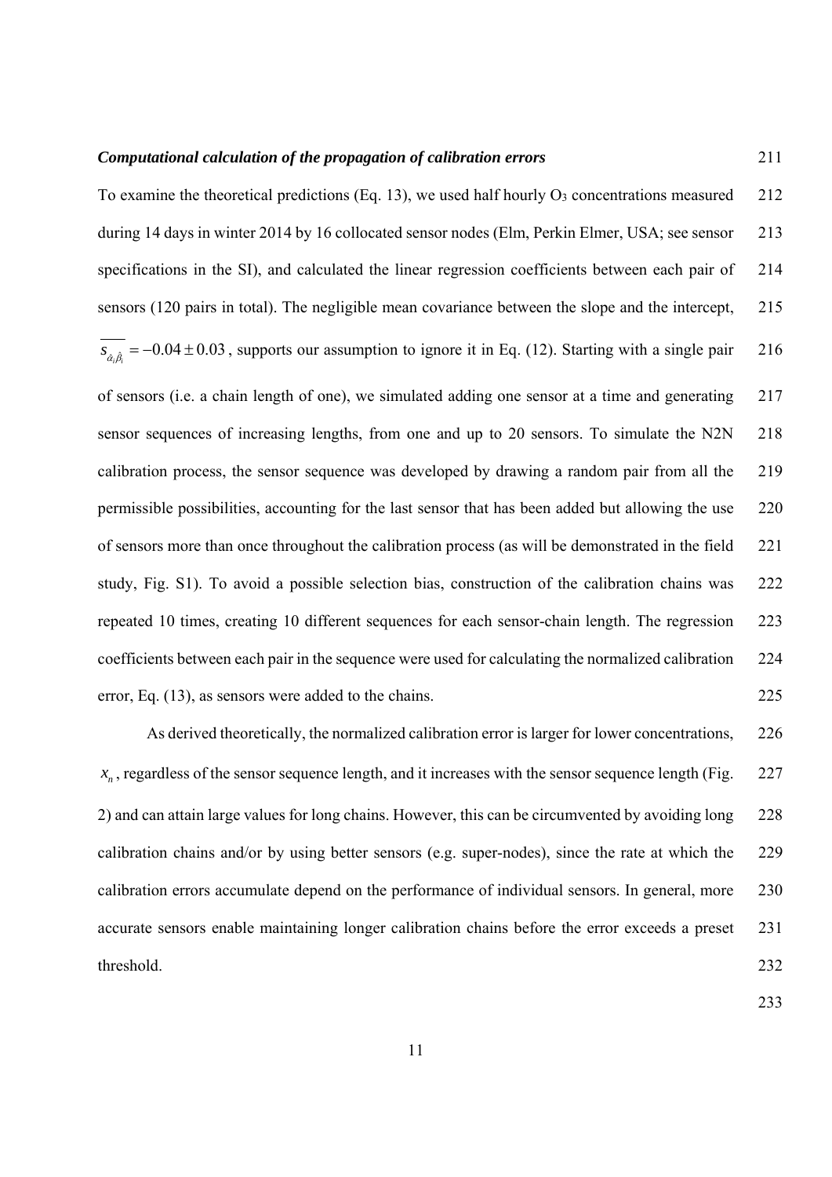***Computational calculation of the propagation of calibration errors***

To examine the theoretical predictions (Eq. 13), we used half hourly $O_3$ concentrations measured during 14 days in winter 2014 by 16 collocated sensor nodes (Elm, Perkin Elmer, USA; see sensor specifications in the SI), and calculated the linear regression coefficients between each pair of sensors (120 pairs in total). The negligible mean covariance between the slope and the intercept, $\overline{s_{\hat{\alpha}_i \hat{\beta}_i}} = -0.04 \pm 0.03$, supports our assumption to ignore it in Eq. (12). Starting with a single pair of sensors (i.e. a chain length of one), we simulated adding one sensor at a time and generating sensor sequences of increasing lengths, from one and up to 20 sensors. To simulate the N2N calibration process, the sensor sequence was developed by drawing a random pair from all the permissible possibilities, accounting for the last sensor that has been added but allowing the use of sensors more than once throughout the calibration process (as will be demonstrated in the field study, Fig. S1). To avoid a possible selection bias, construction of the calibration chains was repeated 10 times, creating 10 different sequences for each sensor-chain length. The regression coefficients between each pair in the sequence were used for calculating the normalized calibration error, Eq. (13), as sensors were added to the chains.

As derived theoretically, the normalized calibration error is larger for lower concentrations, $x_n$, regardless of the sensor sequence length, and it increases with the sensor sequence length (Fig. 2) and can attain large values for long chains. However, this can be circumvented by avoiding long calibration chains and/or by using better sensors (e.g. super-nodes), since the rate at which the calibration errors accumulate depend on the performance of individual sensors. In general, more accurate sensors enable maintaining longer calibration chains before the error exceeds a preset threshold.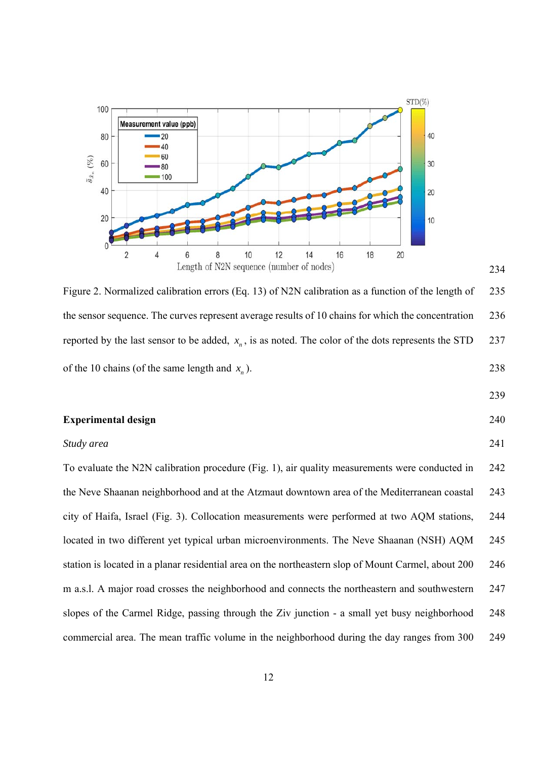Figure 2. Normalized calibration errors (Eq. 13) of N2N calibration as a function of the length of the sensor sequence. The curves represent average results of 10 chains for which the concentration reported by the last sensor to be added, $x_n$, is as noted. The color of the dots represents the STD of the 10 chains (of the same length and $x_n$).

## Experimental design

### *Study area*

To evaluate the N2N calibration procedure (Fig. 1), air quality measurements were conducted in the Neve Shaanan neighborhood and at the Atzmaut downtown area of the Mediterranean coastal city of Haifa, Israel (Fig. 3). Collocation measurements were performed at two AQM stations, located in two different yet typical urban microenvironments. The Neve Shaanan (NSH) AQM station is located in a planar residential area on the northeastern slop of Mount Carmel, about 200 m a.s.l. A major road crosses the neighborhood and connects the northeastern and southwestern slopes of the Carmel Ridge, passing through the Ziv junction - a small yet busy neighborhood commercial area. The mean traffic volume in the neighborhood during the day ranges from 300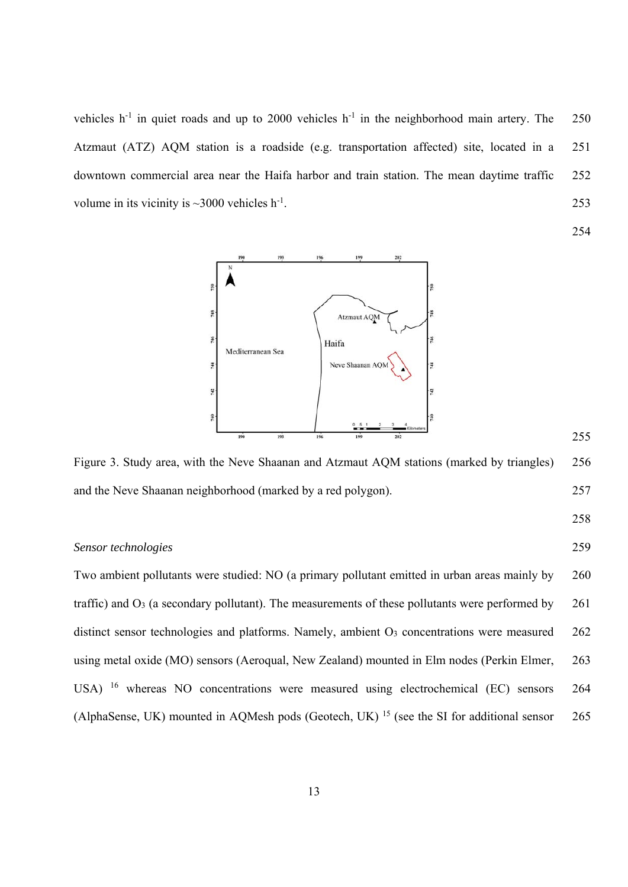vehicles $h^{-1}$ in quiet roads and up to 2000 vehicles $h^{-1}$ in the neighborhood main artery. The Atzmaut (ATZ) AQM station is a roadside (e.g. transportation affected) site, located in a downtown commercial area near the Haifa harbor and train station. The mean daytime traffic volume in its vicinity is ~3000 vehicles $h^{-1}$.

Figure 3. Study area, with the Neve Shaanan and Atzmaut AQM stations (marked by triangles) and the Neve Shaanan neighborhood (marked by a red polygon).

*Sensor technologies*

Two ambient pollutants were studied: NO (a primary pollutant emitted in urban areas mainly by traffic) and $O_3$ (a secondary pollutant). The measurements of these pollutants were performed by distinct sensor technologies and platforms. Namely, ambient $O_3$ concentrations were measured using metal oxide (MO) sensors (Aeroqual, New Zealand) mounted in Elm nodes (Perkin Elmer, USA) [16] whereas NO concentrations were measured using electrochemical (EC) sensors (AlphaSense, UK) mounted in AQMesh pods (Geotech, UK) [15] (see the SI for additional sensor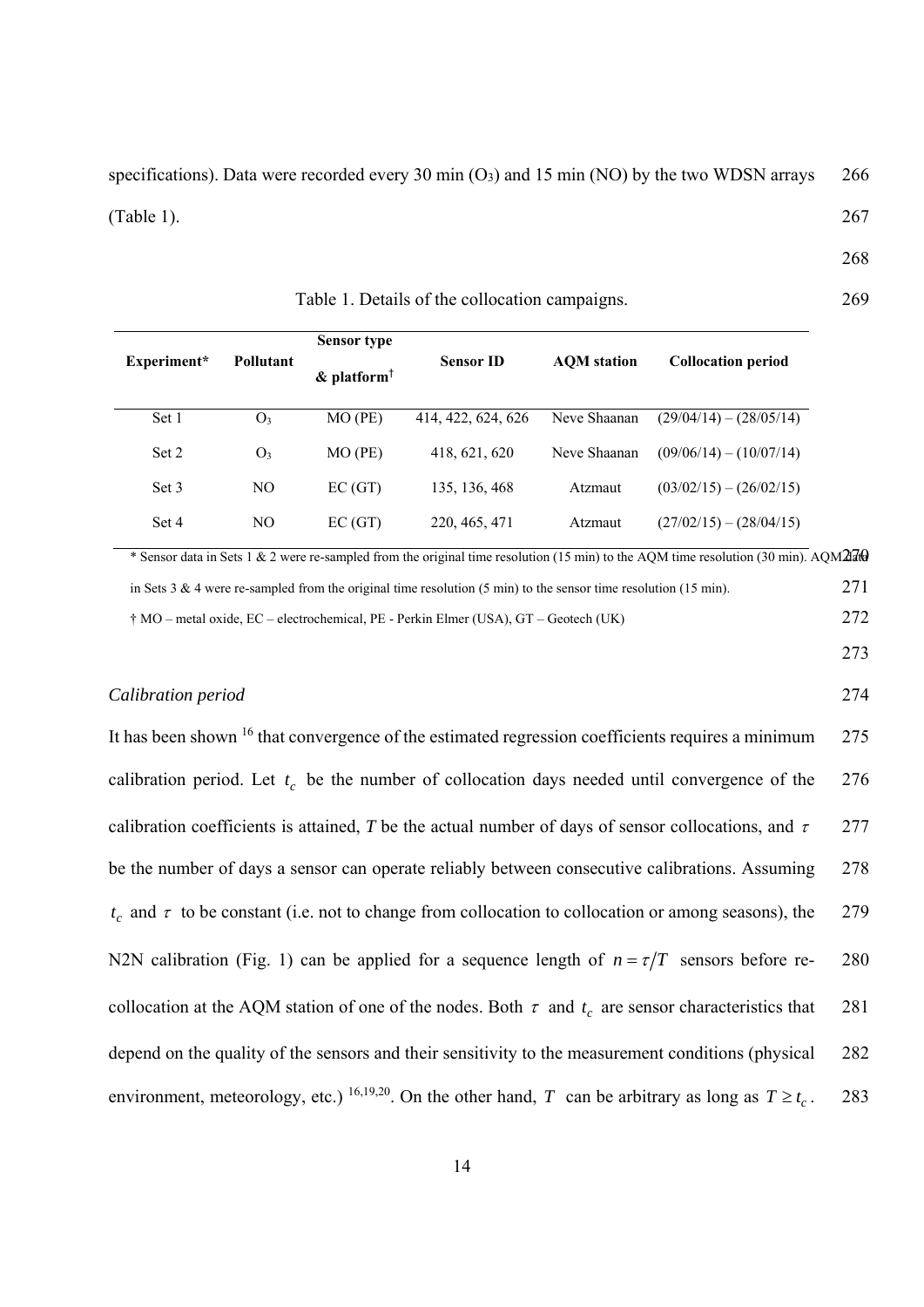specifications). Data were recorded every 30 min ($O_3$) and 15 min (NO) by the two WDSN arrays (Table 1).

Table 1. Details of the collocation campaigns.

| Experiment* | Pollutant | Sensor type & platform† | Sensor ID | AQM station | Collocation period |
|---|---|---|---|---|---|
| Set 1 | $O_3$ | MO (PE) | 414, 422, 624, 626 | Neve Shaanan | (29/04/14) – (28/05/14) |
| Set 2 | $O_3$ | MO (PE) | 418, 621, 620 | Neve Shaanan | (09/06/14) – (10/07/14) |
| Set 3 | NO | EC (GT) | 135, 136, 468 | Atzmaut | (03/02/15) – (26/02/15) |
| Set 4 | NO | EC (GT) | 220, 465, 471 | Atzmaut | (27/02/15) – (28/04/15) |

* Sensor data in Sets 1 & 2 were re-sampled from the original time resolution (15 min) to the AQM time resolution (30 min). AQM data in Sets 3 & 4 were re-sampled from the original time resolution (5 min) to the sensor time resolution (15 min).

† MO – metal oxide, EC – electrochemical, PE - Perkin Elmer (USA), GT – Geotech (UK)

*Calibration period*

It has been shown [16] that convergence of the estimated regression coefficients requires a minimum calibration period. Let $t_c$ be the number of collocation days needed until convergence of the calibration coefficients is attained, *T* be the actual number of days of sensor collocations, and $\tau$ be the number of days a sensor can operate reliably between consecutive calibrations. Assuming $t_c$ and $\tau$ to be constant (i.e. not to change from collocation to collocation or among seasons), the N2N calibration (Fig. 1) can be applied for a sequence length of $n = \tau/T$ sensors before re-collocation at the AQM station of one of the nodes. Both $\tau$ and $t_c$ are sensor characteristics that depend on the quality of the sensors and their sensitivity to the measurement conditions (physical environment, meteorology, etc.) [16,19,20]. On the other hand, $T$ can be arbitrary as long as $T \geq t_c$.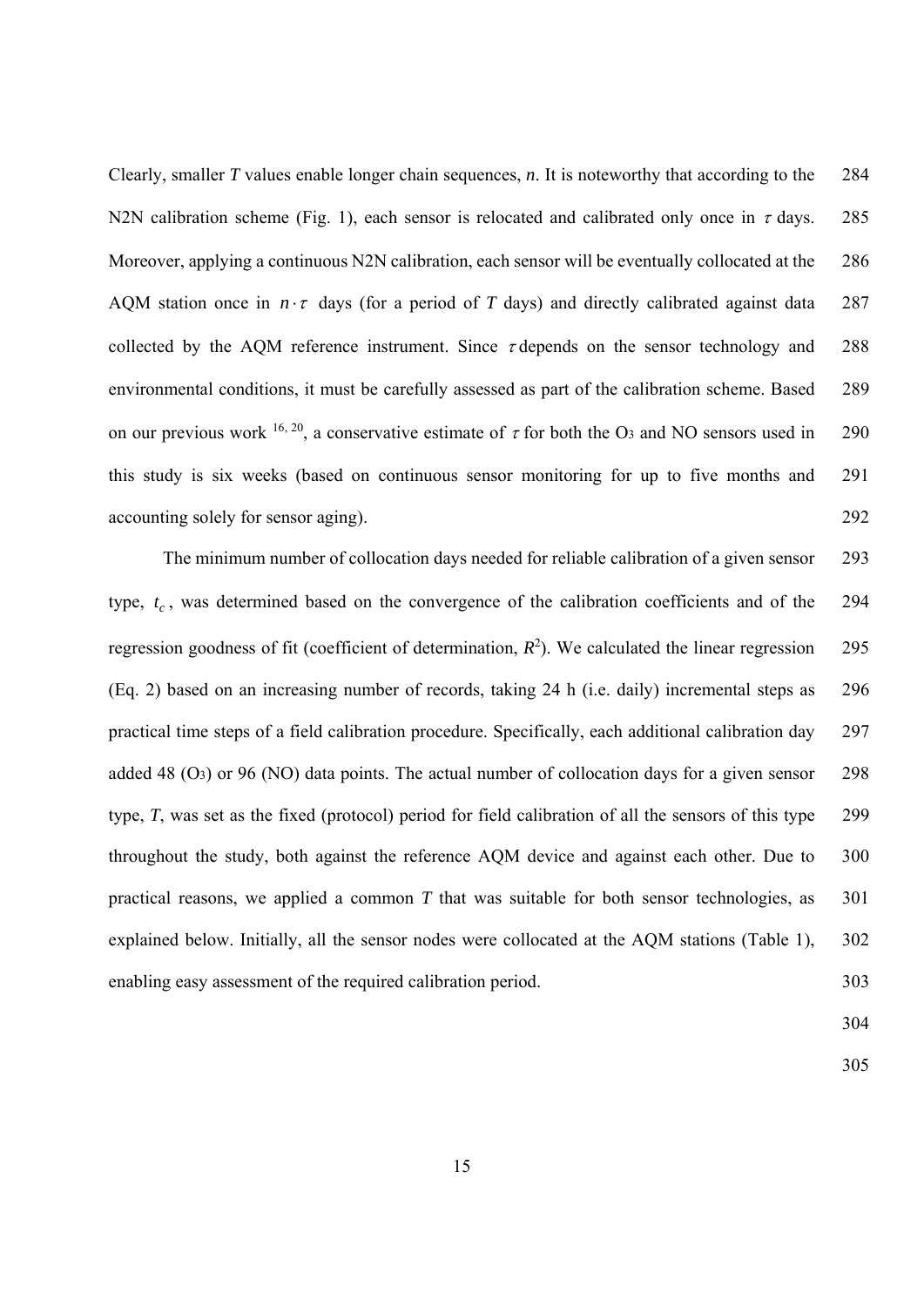Clearly, smaller *T* values enable longer chain sequences, *n*. It is noteworthy that according to the N2N calibration scheme (Fig. 1), each sensor is relocated and calibrated only once in $\tau$ days. Moreover, applying a continuous N2N calibration, each sensor will be eventually collocated at the AQM station once in $n \cdot \tau$ days (for a period of *T* days) and directly calibrated against data collected by the AQM reference instrument. Since $\tau$ depends on the sensor technology and environmental conditions, it must be carefully assessed as part of the calibration scheme. Based on our previous work [16, 20], a conservative estimate of $\tau$ for both the $O_3$ and NO sensors used in this study is six weeks (based on continuous sensor monitoring for up to five months and accounting solely for sensor aging).

The minimum number of collocation days needed for reliable calibration of a given sensor type, $t_c$, was determined based on the convergence of the calibration coefficients and of the regression goodness of fit (coefficient of determination, $R^2$). We calculated the linear regression (Eq. 2) based on an increasing number of records, taking 24 h (i.e. daily) incremental steps as practical time steps of a field calibration procedure. Specifically, each additional calibration day added 48 ($O_3$) or 96 (NO) data points. The actual number of collocation days for a given sensor type, *T*, was set as the fixed (protocol) period for field calibration of all the sensors of this type throughout the study, both against the reference AQM device and against each other. Due to practical reasons, we applied a common *T* that was suitable for both sensor technologies, as explained below. Initially, all the sensor nodes were collocated at the AQM stations (Table 1), enabling easy assessment of the required calibration period.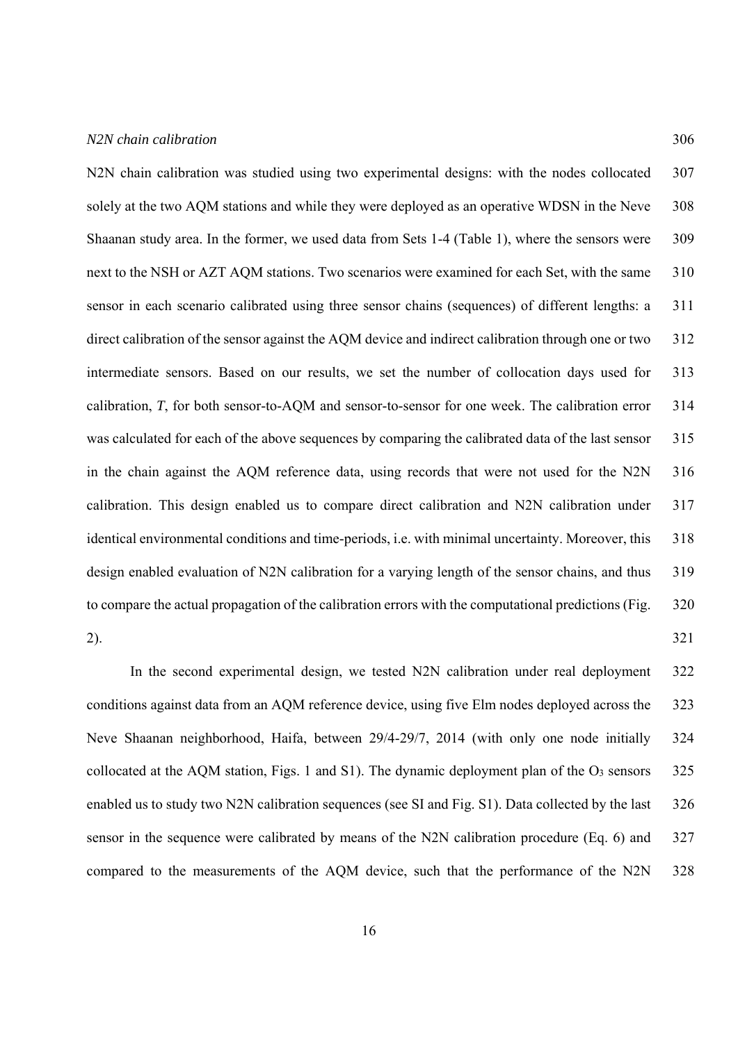*N2N chain calibration*

N2N chain calibration was studied using two experimental designs: with the nodes collocated solely at the two AQM stations and while they were deployed as an operative WDSN in the Neve Shaanan study area. In the former, we used data from Sets 1-4 (Table 1), where the sensors were next to the NSH or AZT AQM stations. Two scenarios were examined for each Set, with the same sensor in each scenario calibrated using three sensor chains (sequences) of different lengths: a direct calibration of the sensor against the AQM device and indirect calibration through one or two intermediate sensors. Based on our results, we set the number of collocation days used for calibration, *T*, for both sensor-to-AQM and sensor-to-sensor for one week. The calibration error was calculated for each of the above sequences by comparing the calibrated data of the last sensor in the chain against the AQM reference data, using records that were not used for the N2N calibration. This design enabled us to compare direct calibration and N2N calibration under identical environmental conditions and time-periods, i.e. with minimal uncertainty. Moreover, this design enabled evaluation of N2N calibration for a varying length of the sensor chains, and thus to compare the actual propagation of the calibration errors with the computational predictions (Fig. 2).

In the second experimental design, we tested N2N calibration under real deployment conditions against data from an AQM reference device, using five Elm nodes deployed across the Neve Shaanan neighborhood, Haifa, between 29/4-29/7, 2014 (with only one node initially collocated at the AQM station, Figs. 1 and S1). The dynamic deployment plan of the $O_3$ sensors enabled us to study two N2N calibration sequences (see SI and Fig. S1). Data collected by the last sensor in the sequence were calibrated by means of the N2N calibration procedure (Eq. 6) and compared to the measurements of the AQM device, such that the performance of the N2N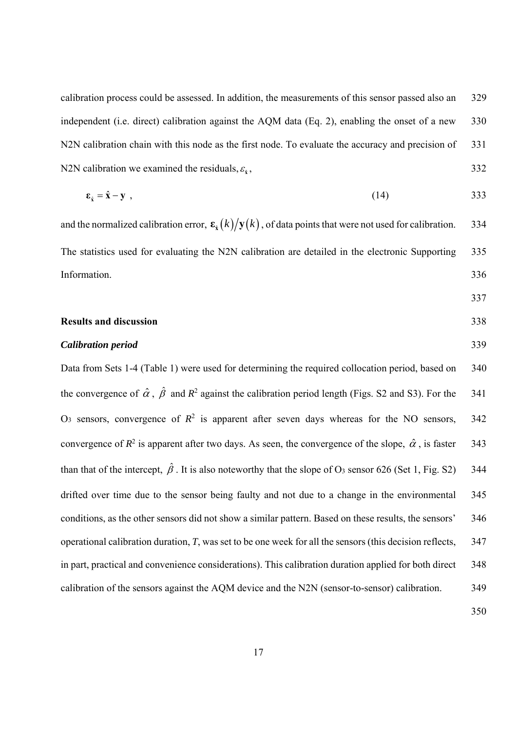calibration process could be assessed. In addition, the measurements of this sensor passed also an independent (i.e. direct) calibration against the AQM data (Eq. 2), enabling the onset of a new N2N calibration chain with this node as the first node. To evaluate the accuracy and precision of N2N calibration we examined the residuals, $\varepsilon_{\hat{\mathbf{x}}}$,

$$\boldsymbol{\varepsilon}_{\hat{\mathbf{x}}} = \hat{\mathbf{x}} - \mathbf{y} \ , \tag{14}$$

and the normalized calibration error, $\boldsymbol{\varepsilon}_{\hat{\mathbf{x}}}(k)/\mathbf{y}(k)$, of data points that were not used for calibration. The statistics used for evaluating the N2N calibration are detailed in the electronic Supporting Information.

## Results and discussion

### *Calibration period*

Data from Sets 1-4 (Table 1) were used for determining the required collocation period, based on the convergence of $\hat{\alpha}$, $\hat{\beta}$ and $R^2$ against the calibration period length (Figs. S2 and S3). For the $O_3$ sensors, convergence of $R^2$ is apparent after seven days whereas for the NO sensors, convergence of $R^2$ is apparent after two days. As seen, the convergence of the slope, $\hat{\alpha}$, is faster than that of the intercept, $\hat{\beta}$. It is also noteworthy that the slope of $O_3$ sensor 626 (Set 1, Fig. S2) drifted over time due to the sensor being faulty and not due to a change in the environmental conditions, as the other sensors did not show a similar pattern. Based on these results, the sensors' operational calibration duration, *T*, was set to be one week for all the sensors (this decision reflects, in part, practical and convenience considerations). This calibration duration applied for both direct calibration of the sensors against the AQM device and the N2N (sensor-to-sensor) calibration.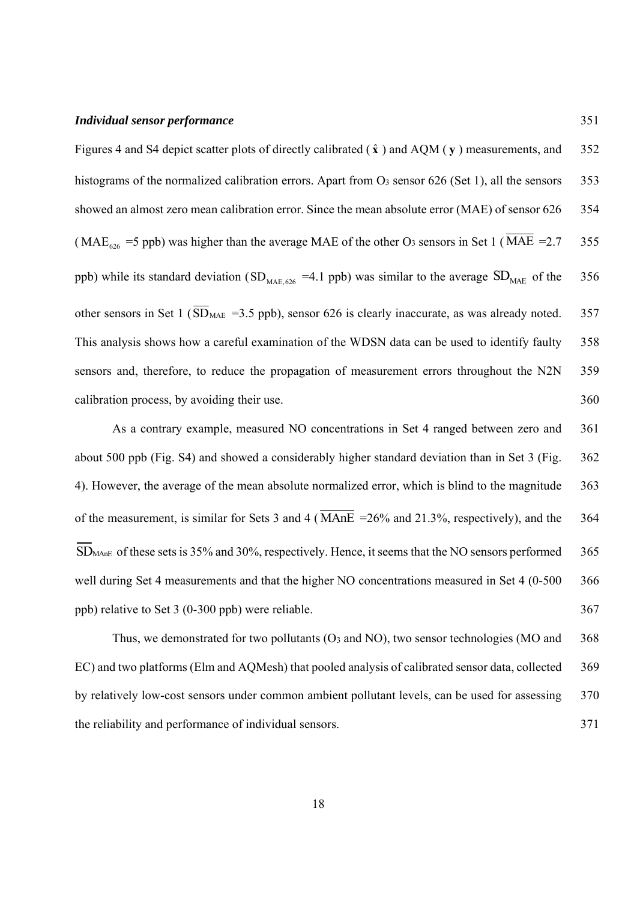***Individual sensor performance***

Figures 4 and S4 depict scatter plots of directly calibrated ( $\hat{\mathbf{x}}$ ) and AQM ( $\mathbf{y}$ ) measurements, and histograms of the normalized calibration errors. Apart from $O_3$ sensor 626 (Set 1), all the sensors showed an almost zero mean calibration error. Since the mean absolute error (MAE) of sensor 626 ( $MAE_{626}$ =5 ppb) was higher than the average MAE of the other $O_3$ sensors in Set 1 ( $\overline{MAE}$ =2.7 ppb) while its standard deviation ( $SD_{MAE,626}$ =4.1 ppb) was similar to the average $SD_{MAE}$ of the other sensors in Set 1 ( $\overline{SD}_{MAE}$ =3.5 ppb), sensor 626 is clearly inaccurate, as was already noted. This analysis shows how a careful examination of the WDSN data can be used to identify faulty sensors and, therefore, to reduce the propagation of measurement errors throughout the N2N calibration process, by avoiding their use.

As a contrary example, measured NO concentrations in Set 4 ranged between zero and about 500 ppb (Fig. S4) and showed a considerably higher standard deviation than in Set 3 (Fig. 4). However, the average of the mean absolute normalized error, which is blind to the magnitude of the measurement, is similar for Sets 3 and 4 ( $\overline{MAnE}$ =26% and 21.3%, respectively), and the $\overline{SD}_{MAnE}$ of these sets is 35% and 30%, respectively. Hence, it seems that the NO sensors performed well during Set 4 measurements and that the higher NO concentrations measured in Set 4 (0-500 ppb) relative to Set 3 (0-300 ppb) were reliable.

Thus, we demonstrated for two pollutants ($O_3$ and NO), two sensor technologies (MO and EC) and two platforms (Elm and AQMesh) that pooled analysis of calibrated sensor data, collected by relatively low-cost sensors under common ambient pollutant levels, can be used for assessing the reliability and performance of individual sensors.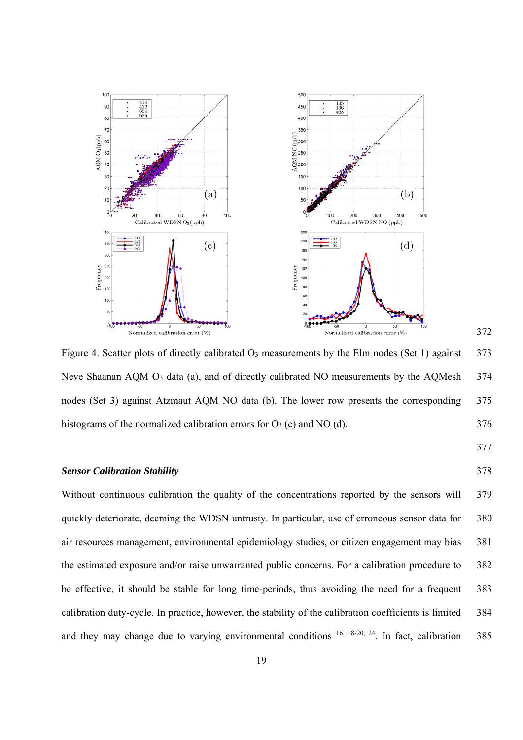Figure 4. Scatter plots of directly calibrated $O_3$ measurements by the Elm nodes (Set 1) against Neve Shaanan AQM $O_3$ data (a), and of directly calibrated NO measurements by the AQMesh nodes (Set 3) against Atzmaut AQM NO data (b). The lower row presents the corresponding histograms of the normalized calibration errors for $O_3$ (c) and NO (d).

***Sensor Calibration Stability***

Without continuous calibration the quality of the concentrations reported by the sensors will quickly deteriorate, deeming the WDSN untrusty. In particular, use of erroneous sensor data for air resources management, environmental epidemiology studies, or citizen engagement may bias the estimated exposure and/or raise unwarranted public concerns. For a calibration procedure to be effective, it should be stable for long time-periods, thus avoiding the need for a frequent calibration duty-cycle. In practice, however, the stability of the calibration coefficients is limited and they may change due to varying environmental conditions [16, 18-20, 24]. In fact, calibration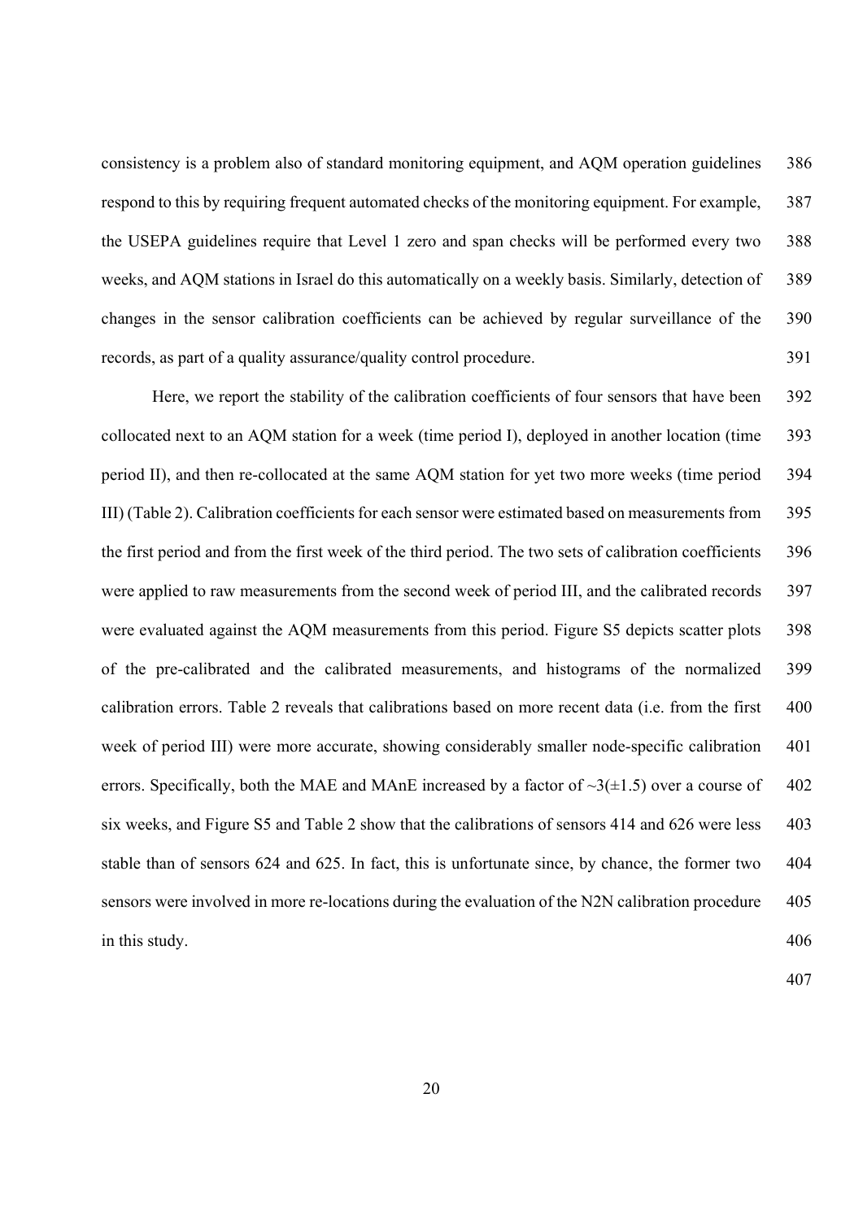consistency is a problem also of standard monitoring equipment, and AQM operation guidelines respond to this by requiring frequent automated checks of the monitoring equipment. For example, the USEPA guidelines require that Level 1 zero and span checks will be performed every two weeks, and AQM stations in Israel do this automatically on a weekly basis. Similarly, detection of changes in the sensor calibration coefficients can be achieved by regular surveillance of the records, as part of a quality assurance/quality control procedure.

Here, we report the stability of the calibration coefficients of four sensors that have been collocated next to an AQM station for a week (time period I), deployed in another location (time period II), and then re-collocated at the same AQM station for yet two more weeks (time period III) (Table 2). Calibration coefficients for each sensor were estimated based on measurements from the first period and from the first week of the third period. The two sets of calibration coefficients were applied to raw measurements from the second week of period III, and the calibrated records were evaluated against the AQM measurements from this period. Figure S5 depicts scatter plots of the pre-calibrated and the calibrated measurements, and histograms of the normalized calibration errors. Table 2 reveals that calibrations based on more recent data (i.e. from the first week of period III) were more accurate, showing considerably smaller node-specific calibration errors. Specifically, both the MAE and MAnE increased by a factor of ~3(±1.5) over a course of six weeks, and Figure S5 and Table 2 show that the calibrations of sensors 414 and 626 were less stable than of sensors 624 and 625. In fact, this is unfortunate since, by chance, the former two sensors were involved in more re-locations during the evaluation of the N2N calibration procedure in this study.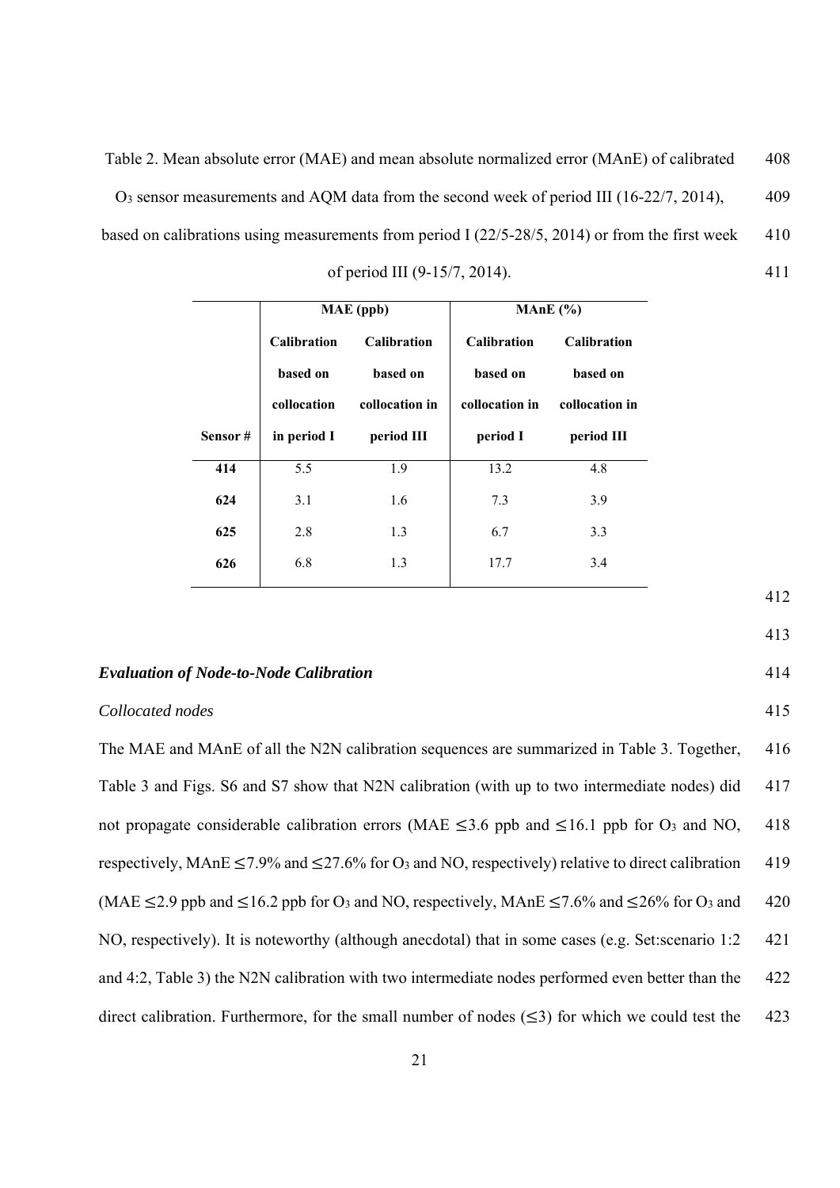Table 2. Mean absolute error (MAE) and mean absolute normalized error (MAnE) of calibrated $O_3$ sensor measurements and AQM data from the second week of period III (16-22/7, 2014), based on calibrations using measurements from period I (22/5-28/5, 2014) or from the first week of period III (9-15/7, 2014).

| | MAE (ppb) | | MAnE (%) | |
|---|---|---|---|---|
| **Sensor #** | **Calibration based on collocation in period I** | **Calibration based on collocation in period III** | **Calibration based on collocation in period I** | **Calibration based on collocation in period III** |
| **414** | 5.5 | 1.9 | 13.2 | 4.8 |
| **624** | 3.1 | 1.6 | 7.3 | 3.9 |
| **625** | 2.8 | 1.3 | 6.7 | 3.3 |
| **626** | 6.8 | 1.3 | 17.7 | 3.4 |

***Evaluation of Node-to-Node Calibration***

*Collocated nodes*

The MAE and MAnE of all the N2N calibration sequences are summarized in Table 3. Together, Table 3 and Figs. S6 and S7 show that N2N calibration (with up to two intermediate nodes) did not propagate considerable calibration errors (MAE ≤3.6 ppb and ≤16.1 ppb for $O_3$ and NO, respectively, MAnE ≤7.9% and ≤27.6% for $O_3$ and NO, respectively) relative to direct calibration (MAE ≤2.9 ppb and ≤16.2 ppb for $O_3$ and NO, respectively, MAnE ≤7.6% and ≤26% for $O_3$ and NO, respectively). It is noteworthy (although anecdotal) that in some cases (e.g. Set:scenario 1:2 and 4:2, Table 3) the N2N calibration with two intermediate nodes performed even better than the direct calibration. Furthermore, for the small number of nodes (≤3) for which we could test the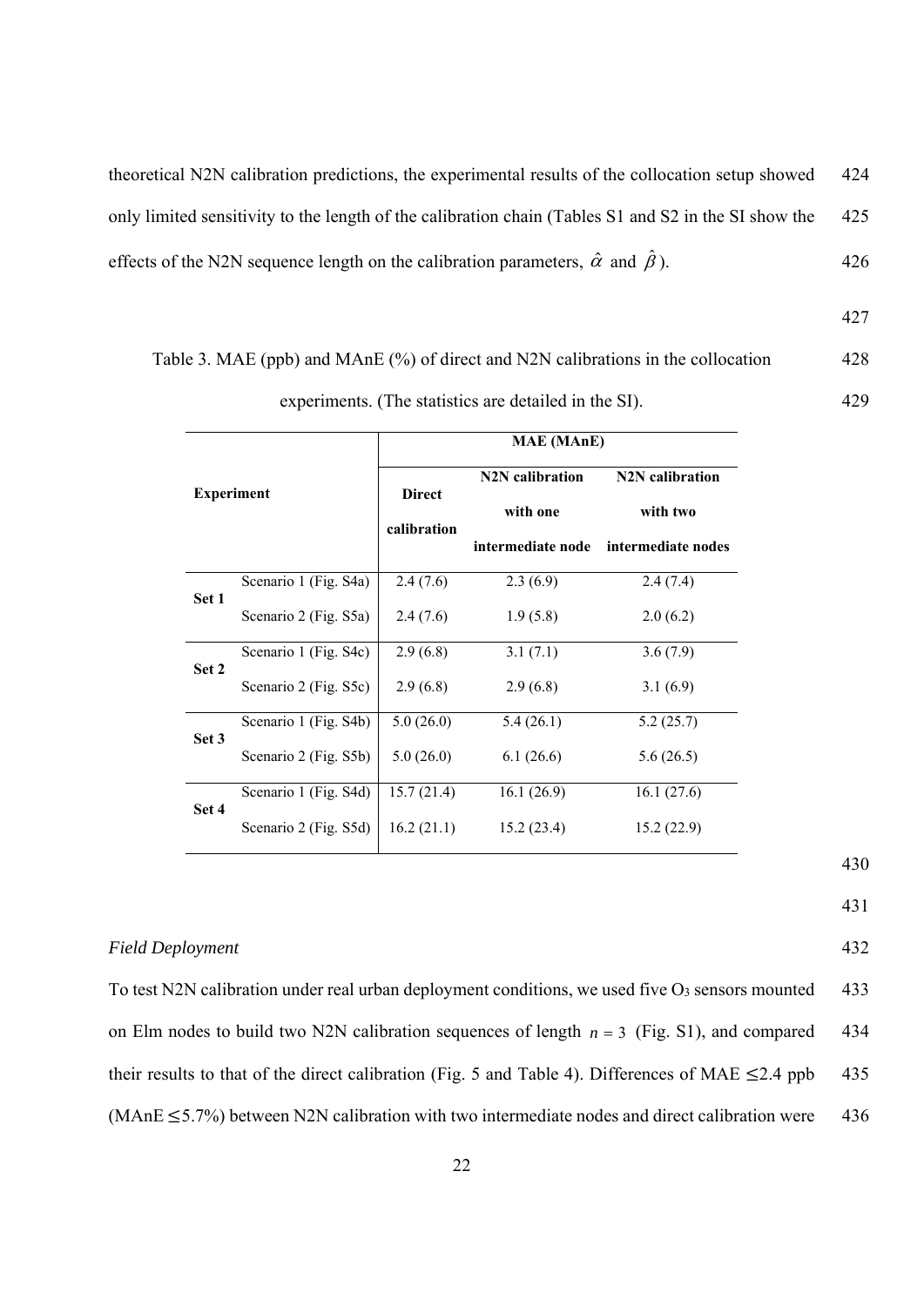theoretical N2N calibration predictions, the experimental results of the collocation setup showed only limited sensitivity to the length of the calibration chain (Tables S1 and S2 in the SI show the effects of the N2N sequence length on the calibration parameters, $\hat{\alpha}$ and $\hat{\beta}$).

Table 3. MAE (ppb) and MAnE (%) of direct and N2N calibrations in the collocation experiments. (The statistics are detailed in the SI).

| Experiment | | MAE (MAnE) | | |
|---|---|---|---|---|
| | | **Direct calibration** | **N2N calibration with one intermediate node** | **N2N calibration with two intermediate nodes** |
| **Set 1** | Scenario 1 (Fig. S4a) | 2.4 (7.6) | 2.3 (6.9) | 2.4 (7.4) |
| | Scenario 2 (Fig. S5a) | 2.4 (7.6) | 1.9 (5.8) | 2.0 (6.2) |
| **Set 2** | Scenario 1 (Fig. S4c) | 2.9 (6.8) | 3.1 (7.1) | 3.6 (7.9) |
| | Scenario 2 (Fig. S5c) | 2.9 (6.8) | 2.9 (6.8) | 3.1 (6.9) |
| **Set 3** | Scenario 1 (Fig. S4b) | 5.0 (26.0) | 5.4 (26.1) | 5.2 (25.7) |
| | Scenario 2 (Fig. S5b) | 5.0 (26.0) | 6.1 (26.6) | 5.6 (26.5) |
| **Set 4** | Scenario 1 (Fig. S4d) | 15.7 (21.4) | 16.1 (26.9) | 16.1 (27.6) |
| | Scenario 2 (Fig. S5d) | 16.2 (21.1) | 15.2 (23.4) | 15.2 (22.9) |

*Field Deployment*

To test N2N calibration under real urban deployment conditions, we used five $O_3$ sensors mounted on Elm nodes to build two N2N calibration sequences of length $n = 3$ (Fig. S1), and compared their results to that of the direct calibration (Fig. 5 and Table 4). Differences of MAE $\leq$2.4 ppb (MAnE $\leq$5.7%) between N2N calibration with two intermediate nodes and direct calibration were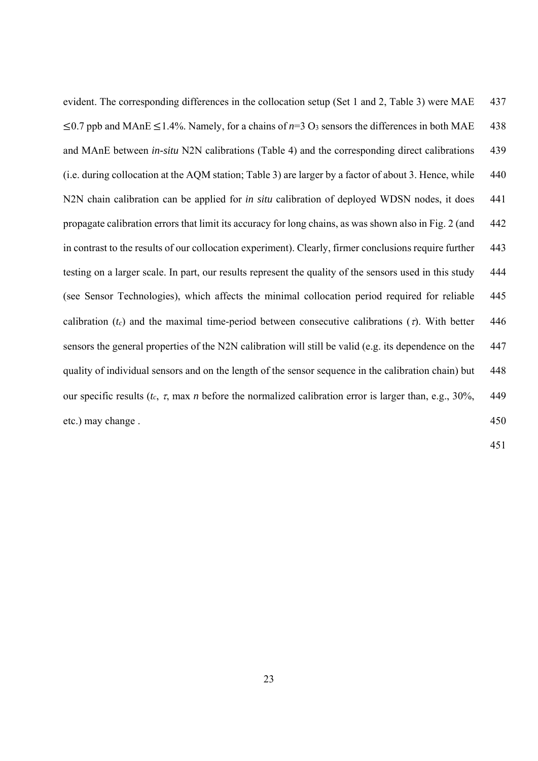evident. The corresponding differences in the collocation setup (Set 1 and 2, Table 3) were MAE $\leq$0.7 ppb and MAnE $\leq$1.4%. Namely, for a chains of $n$=3 $O_3$ sensors the differences in both MAE and MAnE between *in-situ* N2N calibrations (Table 4) and the corresponding direct calibrations (i.e. during collocation at the AQM station; Table 3) are larger by a factor of about 3. Hence, while N2N chain calibration can be applied for *in situ* calibration of deployed WDSN nodes, it does propagate calibration errors that limit its accuracy for long chains, as was shown also in Fig. 2 (and in contrast to the results of our collocation experiment). Clearly, firmer conclusions require further testing on a larger scale. In part, our results represent the quality of the sensors used in this study (see Sensor Technologies), which affects the minimal collocation period required for reliable calibration ($t_c$) and the maximal time-period between consecutive calibrations ($\tau$). With better sensors the general properties of the N2N calibration will still be valid (e.g. its dependence on the quality of individual sensors and on the length of the sensor sequence in the calibration chain) but our specific results ($t_c$, $\tau$, max $n$ before the normalized calibration error is larger than, e.g., 30%, etc.) may change .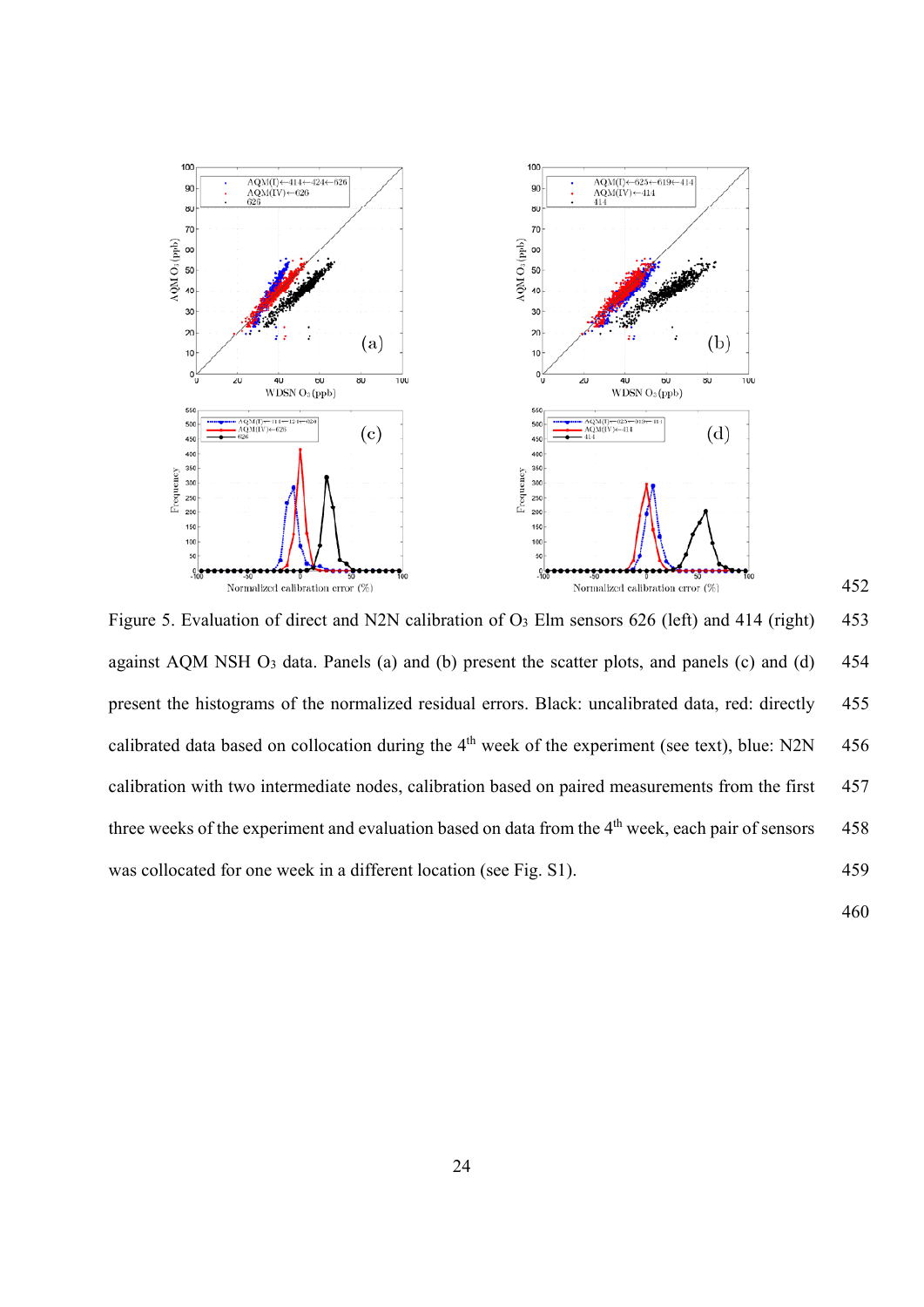Figure 5. Evaluation of direct and N2N calibration of $O_3$ Elm sensors 626 (left) and 414 (right) against AQM NSH $O_3$ data. Panels (a) and (b) present the scatter plots, and panels (c) and (d) present the histograms of the normalized residual errors. Black: uncalibrated data, red: directly calibrated data based on collocation during the 4th week of the experiment (see text), blue: N2N calibration with two intermediate nodes, calibration based on paired measurements from the first three weeks of the experiment and evaluation based on data from the 4th week, each pair of sensors was collocated for one week in a different location (see Fig. S1).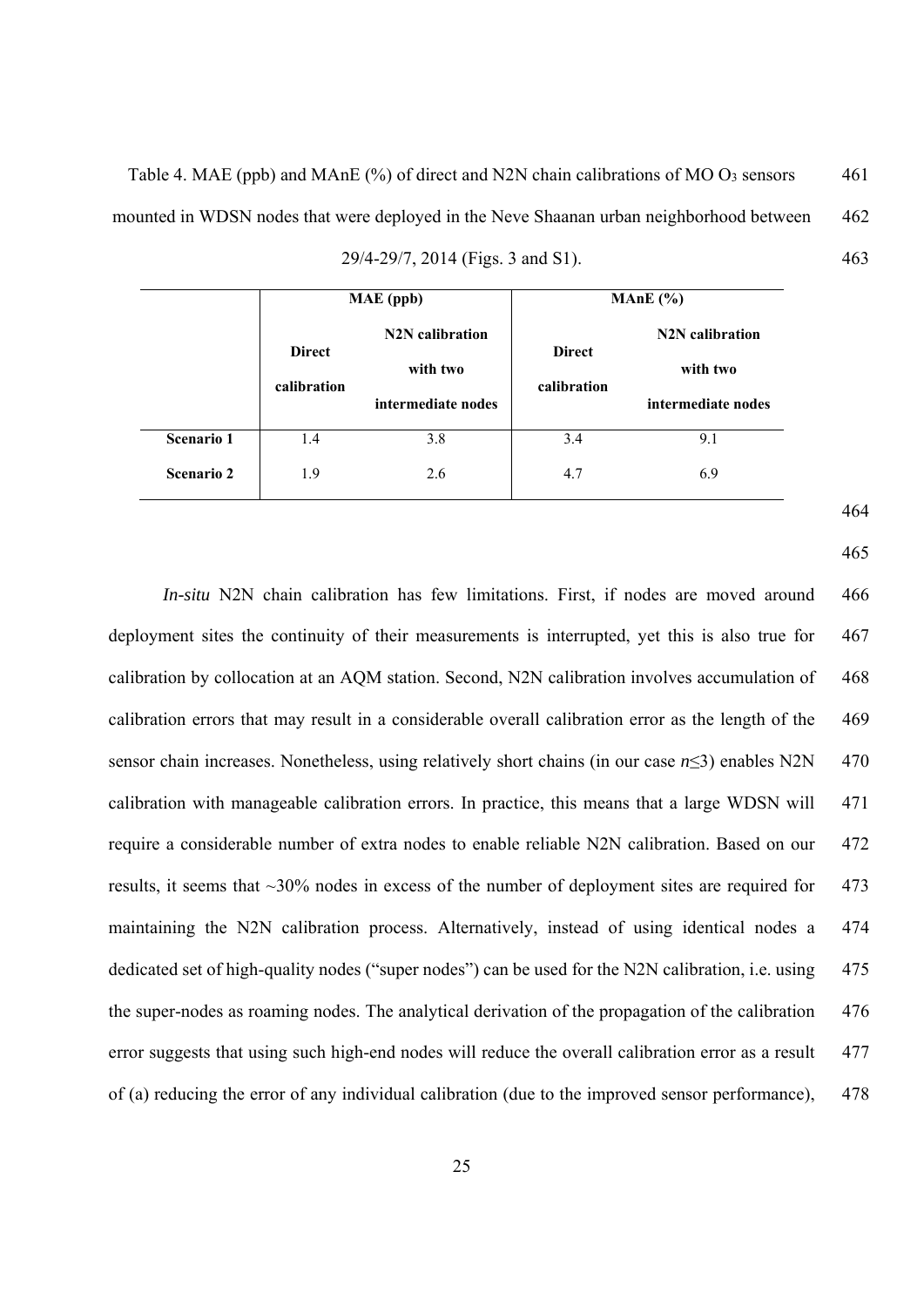Table 4. MAE (ppb) and MAnE (%) of direct and N2N chain calibrations of MO $O_3$ sensors mounted in WDSN nodes that were deployed in the Neve Shaanan urban neighborhood between 29/4-29/7, 2014 (Figs. 3 and S1).

| | **MAE (ppb)** | | **MAnE (%)** | |
|---|---|---|---|---|
| | **Direct calibration** | **N2N calibration with two intermediate nodes** | **Direct calibration** | **N2N calibration with two intermediate nodes** |
| **Scenario 1** | 1.4 | 3.8 | 3.4 | 9.1 |
| **Scenario 2** | 1.9 | 2.6 | 4.7 | 6.9 |

*In-situ* N2N chain calibration has few limitations. First, if nodes are moved around deployment sites the continuity of their measurements is interrupted, yet this is also true for calibration by collocation at an AQM station. Second, N2N calibration involves accumulation of calibration errors that may result in a considerable overall calibration error as the length of the sensor chain increases. Nonetheless, using relatively short chains (in our case $n \leq 3$) enables N2N calibration with manageable calibration errors. In practice, this means that a large WDSN will require a considerable number of extra nodes to enable reliable N2N calibration. Based on our results, it seems that ~30% nodes in excess of the number of deployment sites are required for maintaining the N2N calibration process. Alternatively, instead of using identical nodes a dedicated set of high-quality nodes ("super nodes") can be used for the N2N calibration, i.e. using the super-nodes as roaming nodes. The analytical derivation of the propagation of the calibration error suggests that using such high-end nodes will reduce the overall calibration error as a result of (a) reducing the error of any individual calibration (due to the improved sensor performance),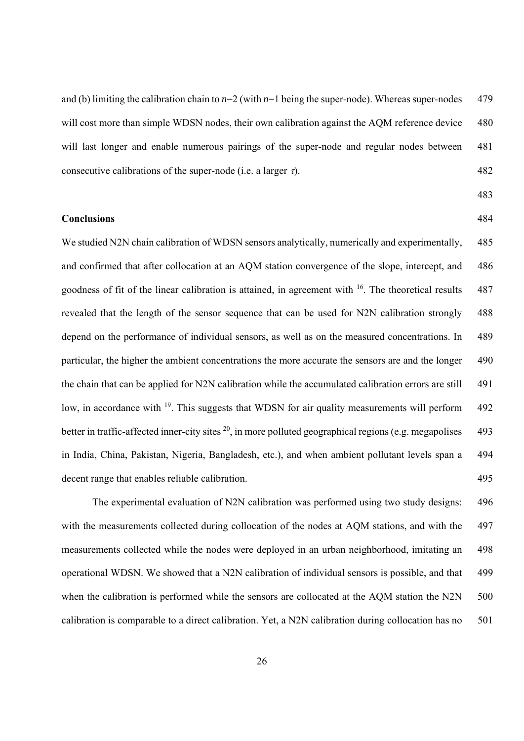and (b) limiting the calibration chain to $n$=2 (with $n$=1 being the super-node). Whereas super-nodes will cost more than simple WDSN nodes, their own calibration against the AQM reference device will last longer and enable numerous pairings of the super-node and regular nodes between consecutive calibrations of the super-node (i.e. a larger $\tau$).

## Conclusions

We studied N2N chain calibration of WDSN sensors analytically, numerically and experimentally, and confirmed that after collocation at an AQM station convergence of the slope, intercept, and goodness of fit of the linear calibration is attained, in agreement with [16]. The theoretical results revealed that the length of the sensor sequence that can be used for N2N calibration strongly depend on the performance of individual sensors, as well as on the measured concentrations. In particular, the higher the ambient concentrations the more accurate the sensors are and the longer the chain that can be applied for N2N calibration while the accumulated calibration errors are still low, in accordance with [19]. This suggests that WDSN for air quality measurements will perform better in traffic-affected inner-city sites [20], in more polluted geographical regions (e.g. megapolises in India, China, Pakistan, Nigeria, Bangladesh, etc.), and when ambient pollutant levels span a decent range that enables reliable calibration.

The experimental evaluation of N2N calibration was performed using two study designs: with the measurements collected during collocation of the nodes at AQM stations, and with the measurements collected while the nodes were deployed in an urban neighborhood, imitating an operational WDSN. We showed that a N2N calibration of individual sensors is possible, and that when the calibration is performed while the sensors are collocated at the AQM station the N2N calibration is comparable to a direct calibration. Yet, a N2N calibration during collocation has no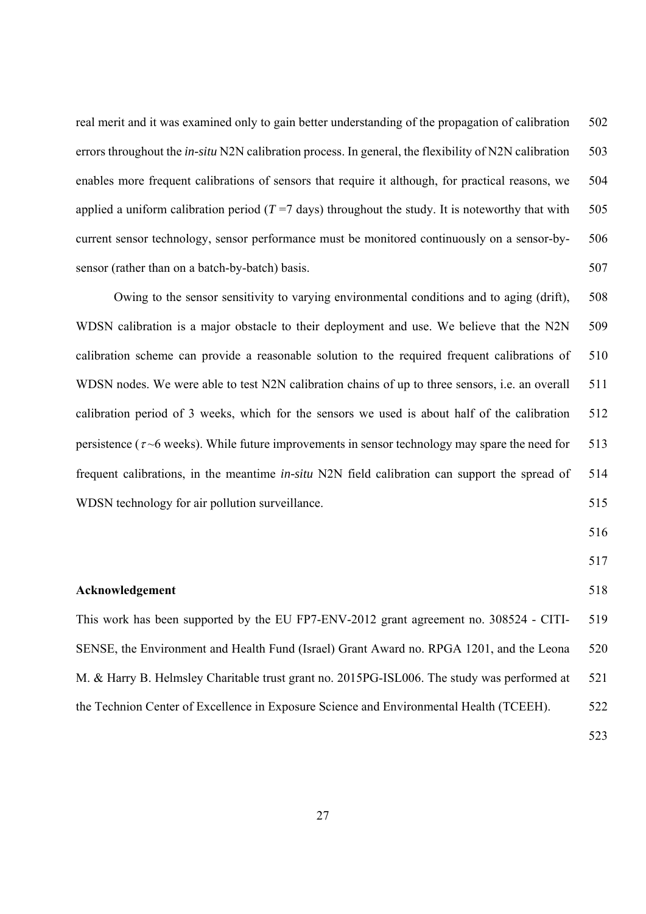real merit and it was examined only to gain better understanding of the propagation of calibration errors throughout the *in-situ* N2N calibration process. In general, the flexibility of N2N calibration enables more frequent calibrations of sensors that require it although, for practical reasons, we applied a uniform calibration period ($T$ =7 days) throughout the study. It is noteworthy that with current sensor technology, sensor performance must be monitored continuously on a sensor-by-sensor (rather than on a batch-by-batch) basis.

Owing to the sensor sensitivity to varying environmental conditions and to aging (drift), WDSN calibration is a major obstacle to their deployment and use. We believe that the N2N calibration scheme can provide a reasonable solution to the required frequent calibrations of WDSN nodes. We were able to test N2N calibration chains of up to three sensors, i.e. an overall calibration period of 3 weeks, which for the sensors we used is about half of the calibration persistence ($\tau$~6 weeks). While future improvements in sensor technology may spare the need for frequent calibrations, in the meantime *in-situ* N2N field calibration can support the spread of WDSN technology for air pollution surveillance.

## Acknowledgement

This work has been supported by the EU FP7-ENV-2012 grant agreement no. 308524 - CITI-SENSE, the Environment and Health Fund (Israel) Grant Award no. RPGA 1201, and the Leona M. & Harry B. Helmsley Charitable trust grant no. 2015PG-ISL006. The study was performed at the Technion Center of Excellence in Exposure Science and Environmental Health (TCEEH).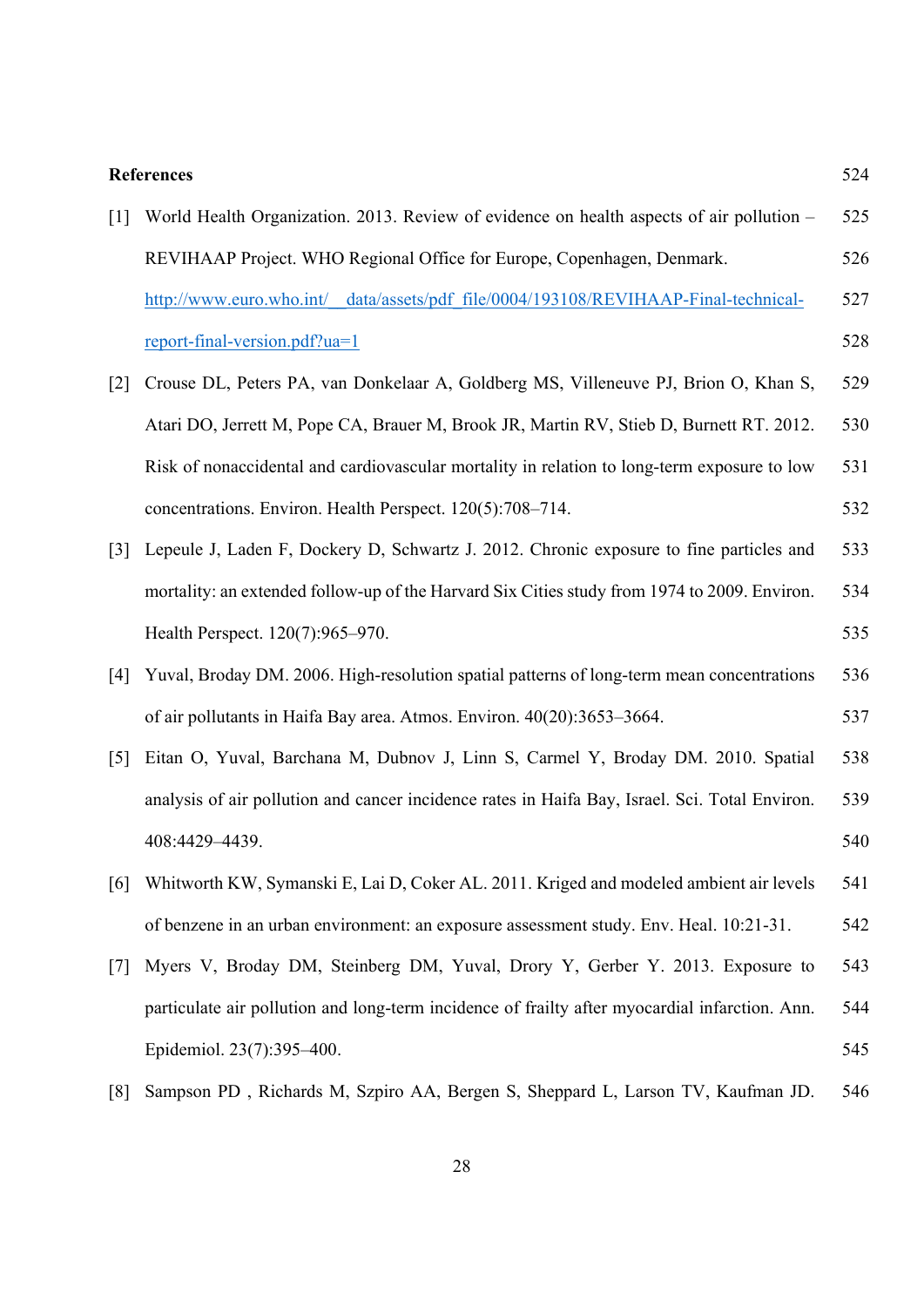## References

[1] World Health Organization. 2013. Review of evidence on health aspects of air pollution – REVIHAAP Project. WHO Regional Office for Europe, Copenhagen, Denmark. http://www.euro.who.int/__data/assets/pdf_file/0004/193108/REVIHAAP-Final-technical-report-final-version.pdf?ua=1

[2] Crouse DL, Peters PA, van Donkelaar A, Goldberg MS, Villeneuve PJ, Brion O, Khan S, Atari DO, Jerrett M, Pope CA, Brauer M, Brook JR, Martin RV, Stieb D, Burnett RT. 2012. Risk of nonaccidental and cardiovascular mortality in relation to long-term exposure to low concentrations. Environ. Health Perspect. 120(5):708–714.

[3] Lepeule J, Laden F, Dockery D, Schwartz J. 2012. Chronic exposure to fine particles and mortality: an extended follow-up of the Harvard Six Cities study from 1974 to 2009. Environ. Health Perspect. 120(7):965–970.

[4] Yuval, Broday DM. 2006. High-resolution spatial patterns of long-term mean concentrations of air pollutants in Haifa Bay area. Atmos. Environ. 40(20):3653–3664.

[5] Eitan O, Yuval, Barchana M, Dubnov J, Linn S, Carmel Y, Broday DM. 2010. Spatial analysis of air pollution and cancer incidence rates in Haifa Bay, Israel. Sci. Total Environ. 408:4429–4439.

[6] Whitworth KW, Symanski E, Lai D, Coker AL. 2011. Kriged and modeled ambient air levels of benzene in an urban environment: an exposure assessment study. Env. Heal. 10:21-31.

[7] Myers V, Broday DM, Steinberg DM, Yuval, Drory Y, Gerber Y. 2013. Exposure to particulate air pollution and long-term incidence of frailty after myocardial infarction. Ann. Epidemiol. 23(7):395–400.

[8] Sampson PD , Richards M, Szpiro AA, Bergen S, Sheppard L, Larson TV, Kaufman JD.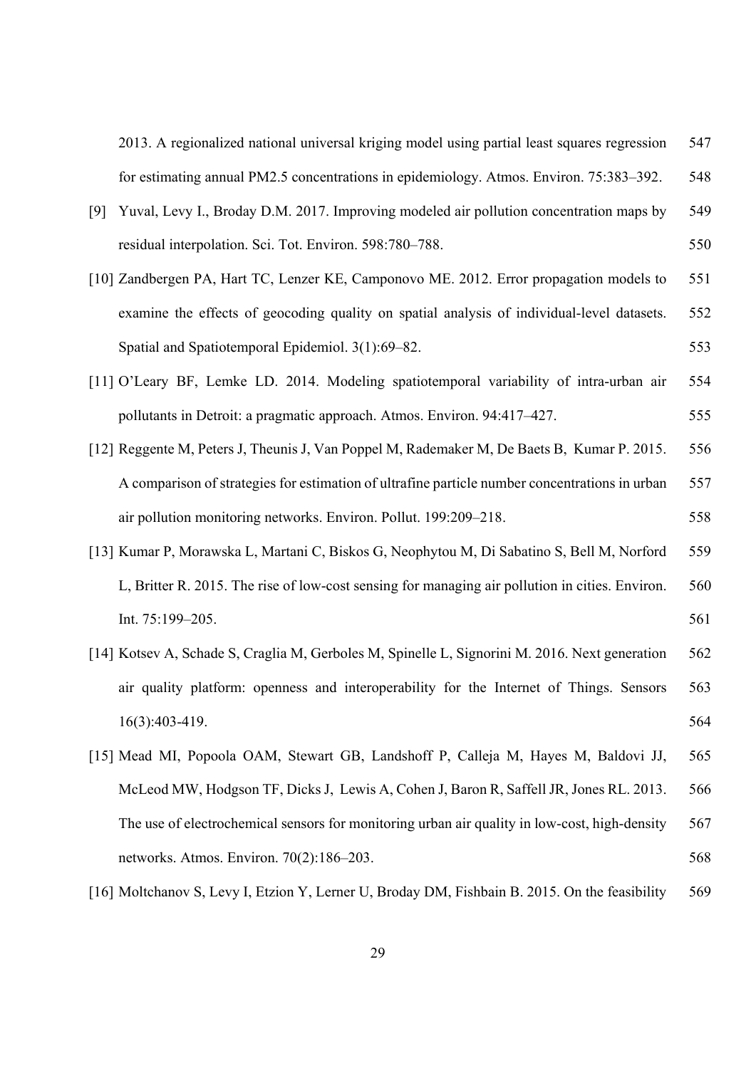2013. A regionalized national universal kriging model using partial least squares regression for estimating annual PM2.5 concentrations in epidemiology. Atmos. Environ. 75:383–392.

[9] Yuval, Levy I., Broday D.M. 2017. Improving modeled air pollution concentration maps by residual interpolation. Sci. Tot. Environ. 598:780–788.

[10] Zandbergen PA, Hart TC, Lenzer KE, Camponovo ME. 2012. Error propagation models to examine the effects of geocoding quality on spatial analysis of individual-level datasets. Spatial and Spatiotemporal Epidemiol. 3(1):69–82.

[11] O'Leary BF, Lemke LD. 2014. Modeling spatiotemporal variability of intra-urban air pollutants in Detroit: a pragmatic approach. Atmos. Environ. 94:417–427.

[12] Reggente M, Peters J, Theunis J, Van Poppel M, Rademaker M, De Baets B, Kumar P. 2015. A comparison of strategies for estimation of ultrafine particle number concentrations in urban air pollution monitoring networks. Environ. Pollut. 199:209–218.

[13] Kumar P, Morawska L, Martani C, Biskos G, Neophytou M, Di Sabatino S, Bell M, Norford L, Britter R. 2015. The rise of low-cost sensing for managing air pollution in cities. Environ. Int. 75:199–205.

[14] Kotsev A, Schade S, Craglia M, Gerboles M, Spinelle L, Signorini M. 2016. Next generation air quality platform: openness and interoperability for the Internet of Things. Sensors 16(3):403-419.

[15] Mead MI, Popoola OAM, Stewart GB, Landshoff P, Calleja M, Hayes M, Baldovi JJ, McLeod MW, Hodgson TF, Dicks J, Lewis A, Cohen J, Baron R, Saffell JR, Jones RL. 2013. The use of electrochemical sensors for monitoring urban air quality in low-cost, high-density networks. Atmos. Environ. 70(2):186–203.

[16] Moltchanov S, Levy I, Etzion Y, Lerner U, Broday DM, Fishbain B. 2015. On the feasibility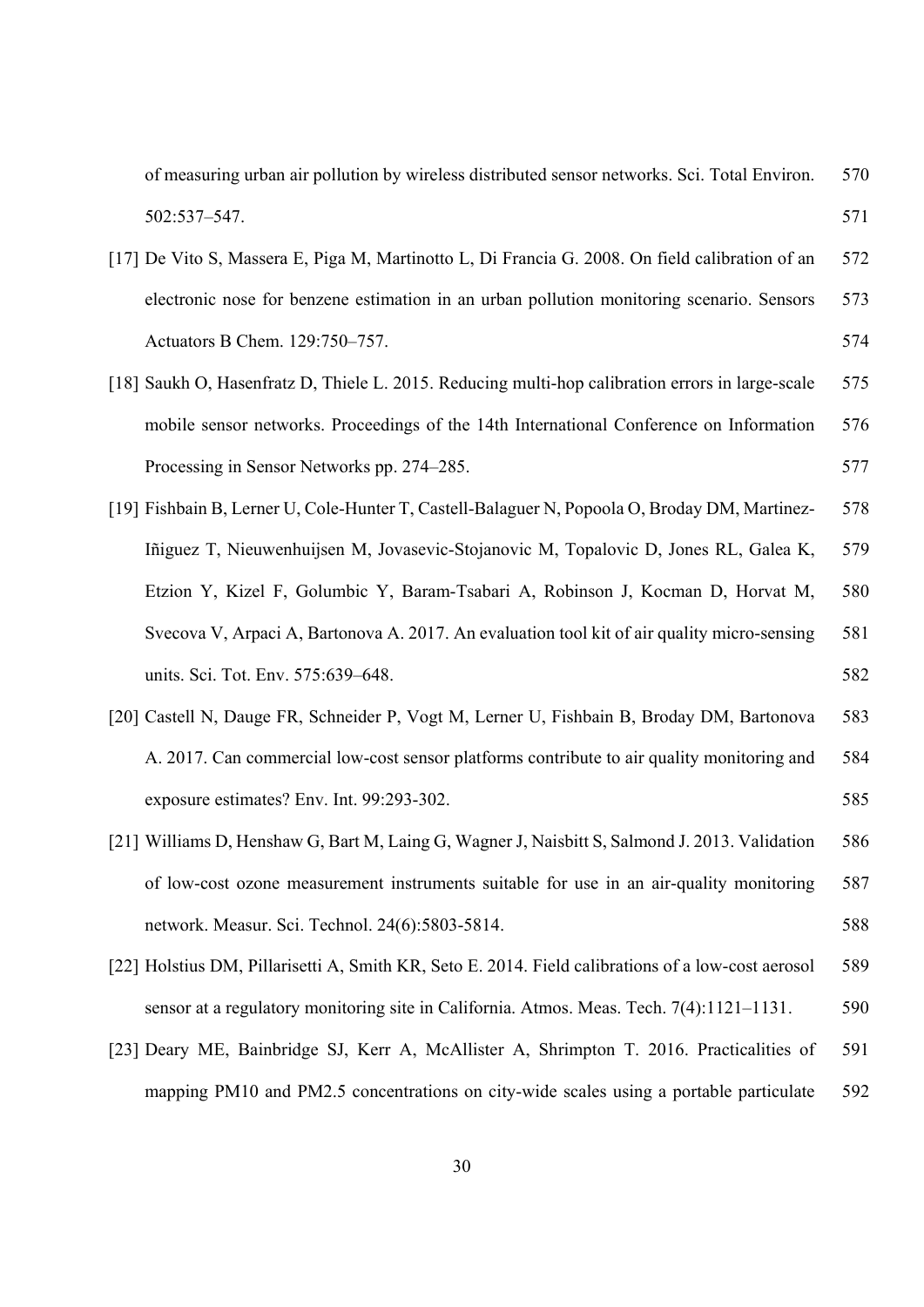of measuring urban air pollution by wireless distributed sensor networks. Sci. Total Environ. 502:537–547.

[17] De Vito S, Massera E, Piga M, Martinotto L, Di Francia G. 2008. On field calibration of an electronic nose for benzene estimation in an urban pollution monitoring scenario. Sensors Actuators B Chem. 129:750–757.

[18] Saukh O, Hasenfratz D, Thiele L. 2015. Reducing multi-hop calibration errors in large-scale mobile sensor networks. Proceedings of the 14th International Conference on Information Processing in Sensor Networks pp. 274–285.

[19] Fishbain B, Lerner U, Cole-Hunter T, Castell-Balaguer N, Popoola O, Broday DM, Martinez-Iñiguez T, Nieuwenhuijsen M, Jovasevic-Stojanovic M, Topalovic D, Jones RL, Galea K, Etzion Y, Kizel F, Golumbic Y, Baram-Tsabari A, Robinson J, Kocman D, Horvat M, Svecova V, Arpaci A, Bartonova A. 2017. An evaluation tool kit of air quality micro-sensing units. Sci. Tot. Env. 575:639–648.

[20] Castell N, Dauge FR, Schneider P, Vogt M, Lerner U, Fishbain B, Broday DM, Bartonova A. 2017. Can commercial low-cost sensor platforms contribute to air quality monitoring and exposure estimates? Env. Int. 99:293-302.

[21] Williams D, Henshaw G, Bart M, Laing G, Wagner J, Naisbitt S, Salmond J. 2013. Validation of low-cost ozone measurement instruments suitable for use in an air-quality monitoring network. Measur. Sci. Technol. 24(6):5803-5814.

[22] Holstius DM, Pillarisetti A, Smith KR, Seto E. 2014. Field calibrations of a low-cost aerosol sensor at a regulatory monitoring site in California. Atmos. Meas. Tech. 7(4):1121–1131.

[23] Deary ME, Bainbridge SJ, Kerr A, McAllister A, Shrimpton T. 2016. Practicalities of mapping PM10 and PM2.5 concentrations on city-wide scales using a portable particulate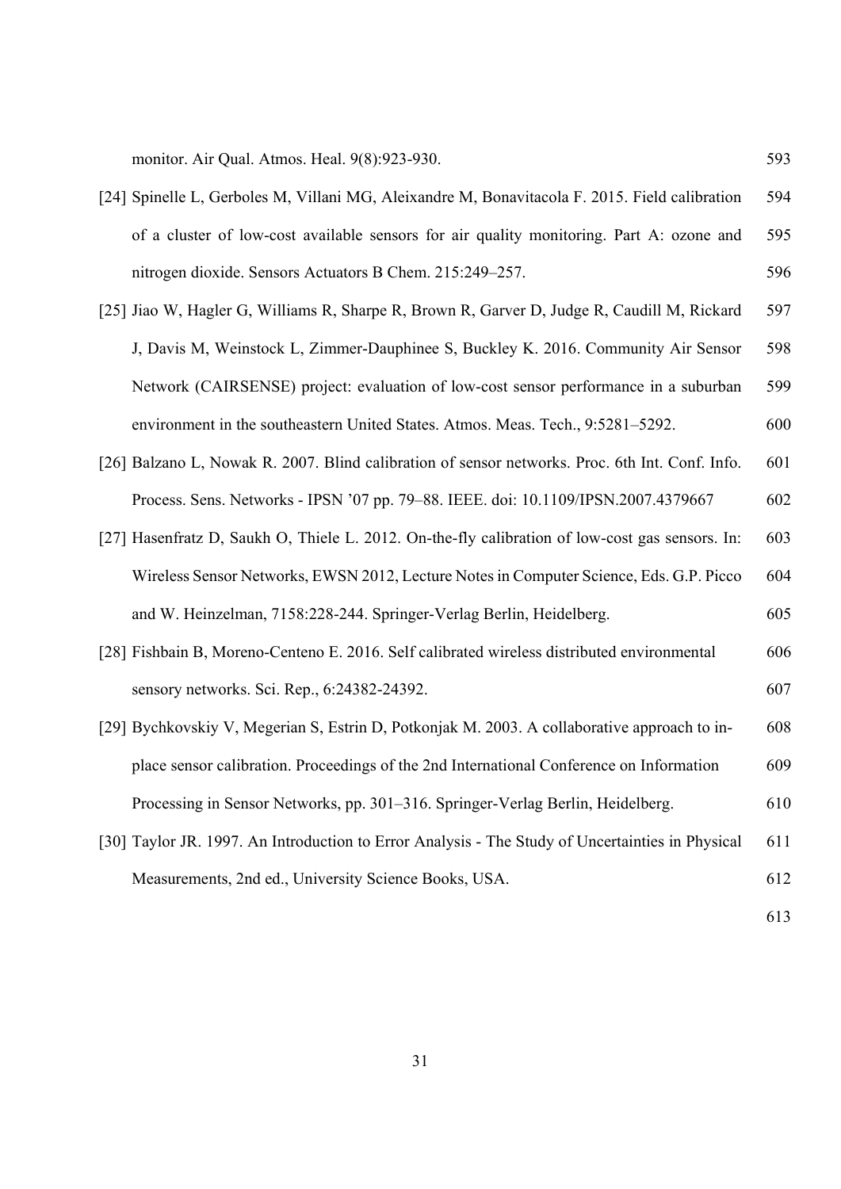monitor. Air Qual. Atmos. Heal. 9(8):923-930.

[24] Spinelle L, Gerboles M, Villani MG, Aleixandre M, Bonavitacola F. 2015. Field calibration of a cluster of low-cost available sensors for air quality monitoring. Part A: ozone and nitrogen dioxide. Sensors Actuators B Chem. 215:249–257.

[25] Jiao W, Hagler G, Williams R, Sharpe R, Brown R, Garver D, Judge R, Caudill M, Rickard J, Davis M, Weinstock L, Zimmer-Dauphinee S, Buckley K. 2016. Community Air Sensor Network (CAIRSENSE) project: evaluation of low-cost sensor performance in a suburban environment in the southeastern United States. Atmos. Meas. Tech., 9:5281–5292.

[26] Balzano L, Nowak R. 2007. Blind calibration of sensor networks. Proc. 6th Int. Conf. Info. Process. Sens. Networks - IPSN '07 pp. 79–88. IEEE. doi: 10.1109/IPSN.2007.4379667

[27] Hasenfratz D, Saukh O, Thiele L. 2012. On-the-fly calibration of low-cost gas sensors. In: Wireless Sensor Networks, EWSN 2012, Lecture Notes in Computer Science, Eds. G.P. Picco and W. Heinzelman, 7158:228-244. Springer-Verlag Berlin, Heidelberg.

[28] Fishbain B, Moreno-Centeno E. 2016. Self calibrated wireless distributed environmental sensory networks. Sci. Rep., 6:24382-24392.

[29] Bychkovskiy V, Megerian S, Estrin D, Potkonjak M. 2003. A collaborative approach to in-place sensor calibration. Proceedings of the 2nd International Conference on Information Processing in Sensor Networks, pp. 301–316. Springer-Verlag Berlin, Heidelberg.

[30] Taylor JR. 1997. An Introduction to Error Analysis - The Study of Uncertainties in Physical Measurements, 2nd ed., University Science Books, USA.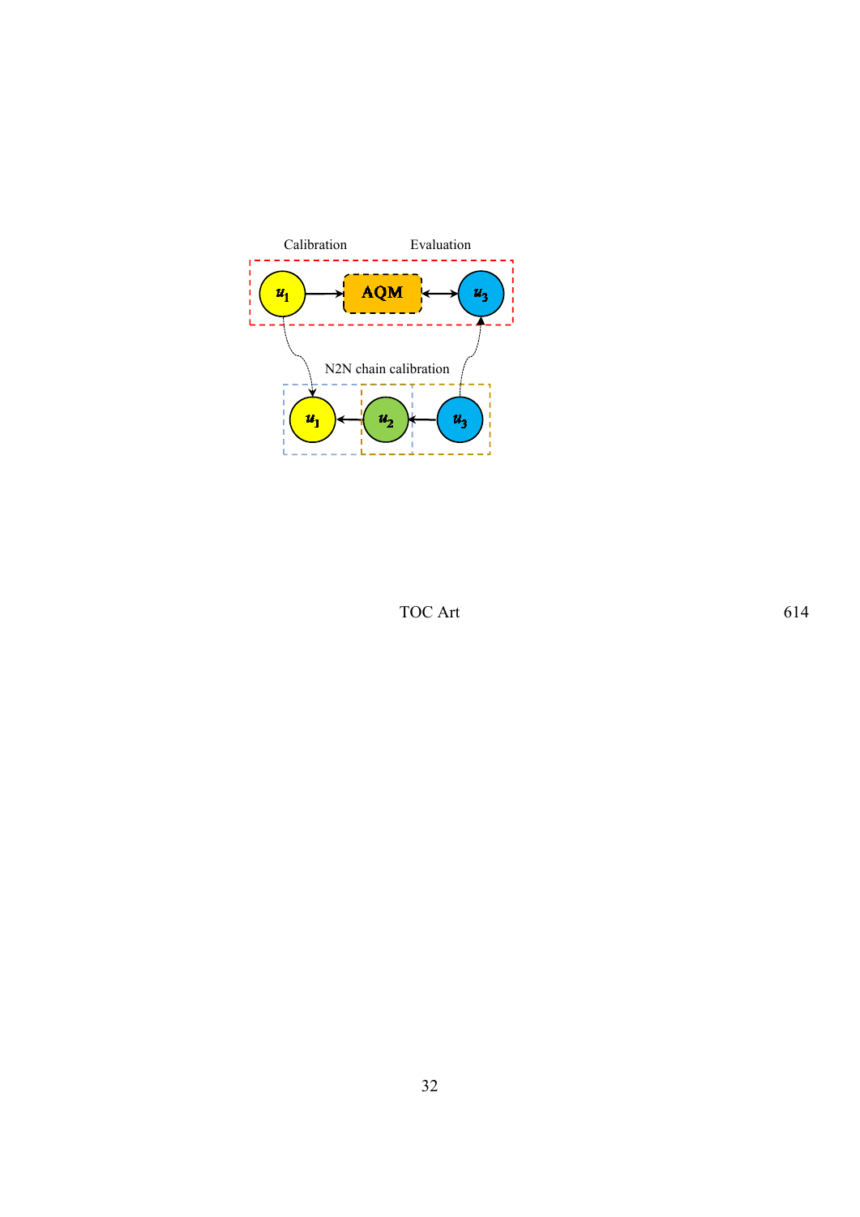Calibration

Evaluation

$u_1$

AQM

$u_3$

N2N chain calibration

$u_1$

$u_2$

$u_3$

TOC Art

614